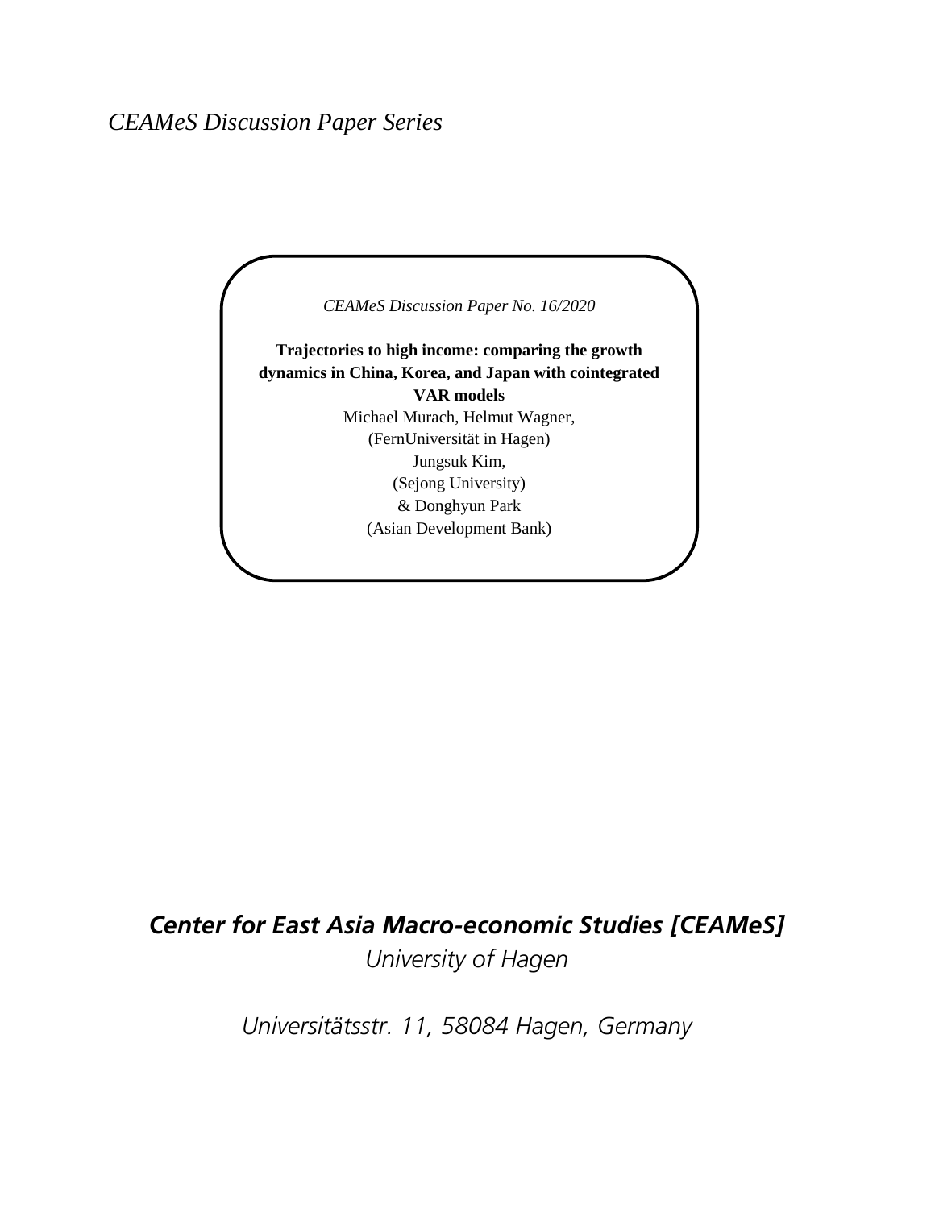*CEAMeS Discussion Paper Series*

*CEAMeS Discussion Paper No. 16/2020*

**Trajectories to high income: comparing the growth dynamics in China, Korea, and Japan with cointegrated VAR models**

Michael Murach, Helmut Wagner,
(FernUniversität in Hagen)
Jungsuk Kim,
(Sejong University)
& Donghyun Park
(Asian Development Bank)

***Center for East Asia Macro-economic Studies [CEAMeS]***

*University of Hagen*

*Universitätsstr. 11, 58084 Hagen, Germany*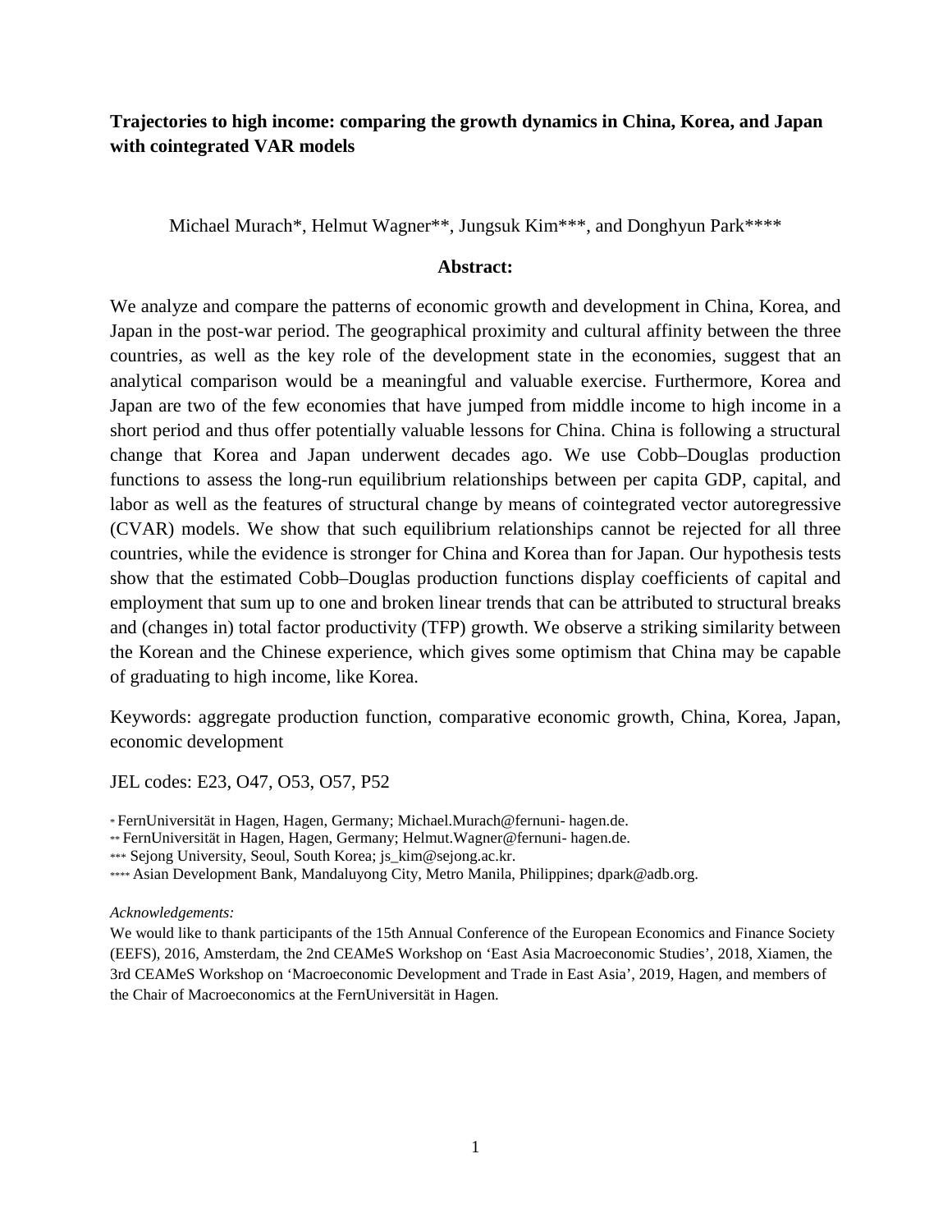**Trajectories to high income: comparing the growth dynamics in China, Korea, and Japan with cointegrated VAR models**

Michael Murach*, Helmut Wagner**, Jungsuk Kim***, and Donghyun Park****

**Abstract:**

We analyze and compare the patterns of economic growth and development in China, Korea, and Japan in the post-war period. The geographical proximity and cultural affinity between the three countries, as well as the key role of the development state in the economies, suggest that an analytical comparison would be a meaningful and valuable exercise. Furthermore, Korea and Japan are two of the few economies that have jumped from middle income to high income in a short period and thus offer potentially valuable lessons for China. China is following a structural change that Korea and Japan underwent decades ago. We use Cobb–Douglas production functions to assess the long-run equilibrium relationships between per capita GDP, capital, and labor as well as the features of structural change by means of cointegrated vector autoregressive (CVAR) models. We show that such equilibrium relationships cannot be rejected for all three countries, while the evidence is stronger for China and Korea than for Japan. Our hypothesis tests show that the estimated Cobb–Douglas production functions display coefficients of capital and employment that sum up to one and broken linear trends that can be attributed to structural breaks and (changes in) total factor productivity (TFP) growth. We observe a striking similarity between the Korean and the Chinese experience, which gives some optimism that China may be capable of graduating to high income, like Korea.

Keywords: aggregate production function, comparative economic growth, China, Korea, Japan, economic development

JEL codes: E23, O47, O53, O57, P52

\* FernUniversität in Hagen, Hagen, Germany; Michael.Murach@fernuni- hagen.de.

\** FernUniversität in Hagen, Hagen, Germany; Helmut.Wagner@fernuni- hagen.de.

\*** Sejong University, Seoul, South Korea; js_kim@sejong.ac.kr.

\**** Asian Development Bank, Mandaluyong City, Metro Manila, Philippines; dpark@adb.org.

*Acknowledgements:*

We would like to thank participants of the 15th Annual Conference of the European Economics and Finance Society (EEFS), 2016, Amsterdam, the 2nd CEAMeS Workshop on 'East Asia Macroeconomic Studies', 2018, Xiamen, the 3rd CEAMeS Workshop on 'Macroeconomic Development and Trade in East Asia', 2019, Hagen, and members of the Chair of Macroeconomics at the FernUniversität in Hagen.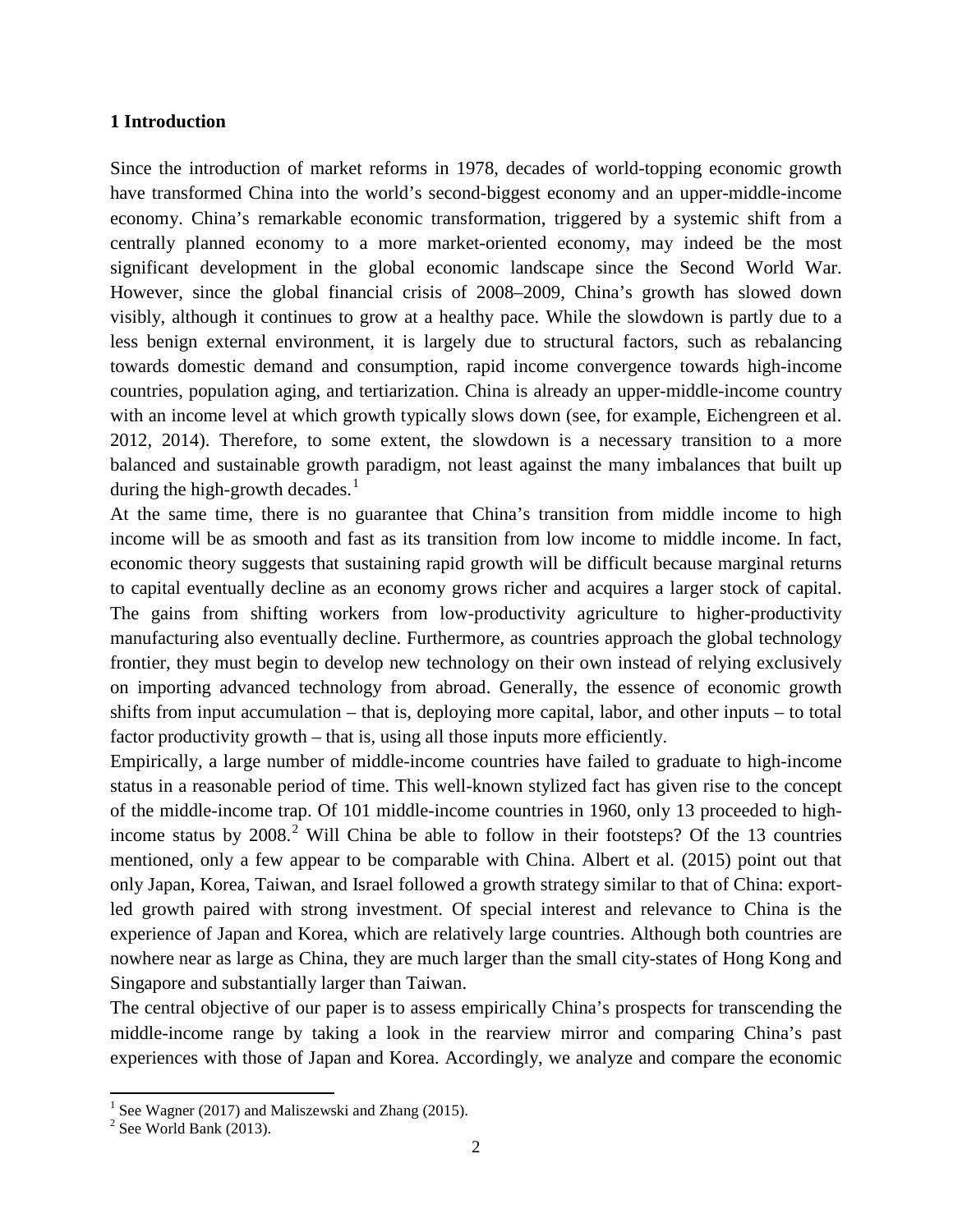## 1 Introduction

Since the introduction of market reforms in 1978, decades of world-topping economic growth have transformed China into the world's second-biggest economy and an upper-middle-income economy. China's remarkable economic transformation, triggered by a systemic shift from a centrally planned economy to a more market-oriented economy, may indeed be the most significant development in the global economic landscape since the Second World War. However, since the global financial crisis of 2008–2009, China's growth has slowed down visibly, although it continues to grow at a healthy pace. While the slowdown is partly due to a less benign external environment, it is largely due to structural factors, such as rebalancing towards domestic demand and consumption, rapid income convergence towards high-income countries, population aging, and tertiarization. China is already an upper-middle-income country with an income level at which growth typically slows down (see, for example, Eichengreen et al. 2012, 2014). Therefore, to some extent, the slowdown is a necessary transition to a more balanced and sustainable growth paradigm, not least against the many imbalances that built up during the high-growth decades.[1]

At the same time, there is no guarantee that China's transition from middle income to high income will be as smooth and fast as its transition from low income to middle income. In fact, economic theory suggests that sustaining rapid growth will be difficult because marginal returns to capital eventually decline as an economy grows richer and acquires a larger stock of capital. The gains from shifting workers from low-productivity agriculture to higher-productivity manufacturing also eventually decline. Furthermore, as countries approach the global technology frontier, they must begin to develop new technology on their own instead of relying exclusively on importing advanced technology from abroad. Generally, the essence of economic growth shifts from input accumulation – that is, deploying more capital, labor, and other inputs – to total factor productivity growth – that is, using all those inputs more efficiently.

Empirically, a large number of middle-income countries have failed to graduate to high-income status in a reasonable period of time. This well-known stylized fact has given rise to the concept of the middle-income trap. Of 101 middle-income countries in 1960, only 13 proceeded to high-income status by 2008.[2] Will China be able to follow in their footsteps? Of the 13 countries mentioned, only a few appear to be comparable with China. Albert et al. (2015) point out that only Japan, Korea, Taiwan, and Israel followed a growth strategy similar to that of China: export-led growth paired with strong investment. Of special interest and relevance to China is the experience of Japan and Korea, which are relatively large countries. Although both countries are nowhere near as large as China, they are much larger than the small city-states of Hong Kong and Singapore and substantially larger than Taiwan.

The central objective of our paper is to assess empirically China's prospects for transcending the middle-income range by taking a look in the rearview mirror and comparing China's past experiences with those of Japan and Korea. Accordingly, we analyze and compare the economic

[1] See Wagner (2017) and Maliszewski and Zhang (2015).

[2] See World Bank (2013).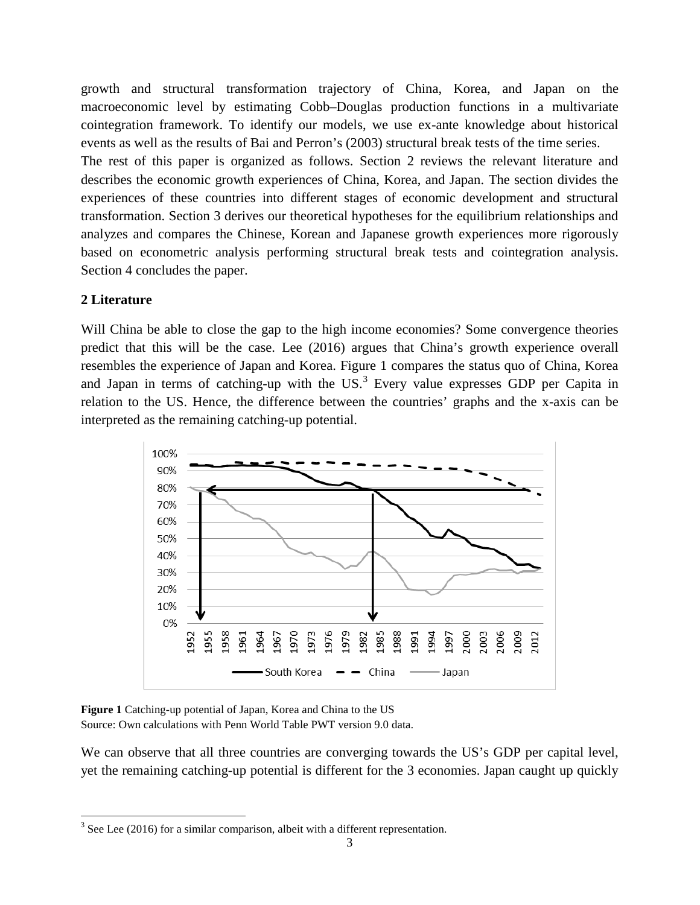growth and structural transformation trajectory of China, Korea, and Japan on the macroeconomic level by estimating Cobb–Douglas production functions in a multivariate cointegration framework. To identify our models, we use ex-ante knowledge about historical events as well as the results of Bai and Perron's (2003) structural break tests of the time series.

The rest of this paper is organized as follows. Section 2 reviews the relevant literature and describes the economic growth experiences of China, Korea, and Japan. The section divides the experiences of these countries into different stages of economic development and structural transformation. Section 3 derives our theoretical hypotheses for the equilibrium relationships and analyzes and compares the Chinese, Korean and Japanese growth experiences more rigorously based on econometric analysis performing structural break tests and cointegration analysis. Section 4 concludes the paper.

## 2 Literature

Will China be able to close the gap to the high income economies? Some convergence theories predict that this will be the case. Lee (2016) argues that China's growth experience overall resembles the experience of Japan and Korea. Figure 1 compares the status quo of China, Korea and Japan in terms of catching-up with the US.[3] Every value expresses GDP per Capita in relation to the US. Hence, the difference between the countries' graphs and the x-axis can be interpreted as the remaining catching-up potential.

100%
90%
80%
70%
60%
50%
40%
30%
20%
10%
0%

1952 1955 1958 1961 1964 1967 1970 1973 1976 1979 1982 1985 1988 1991 1994 1997 2000 2003 2006 2009 2012

South Korea — China — Japan

**Figure 1** Catching-up potential of Japan, Korea and China to the US
Source: Own calculations with Penn World Table PWT version 9.0 data.

We can observe that all three countries are converging towards the US's GDP per capital level, yet the remaining catching-up potential is different for the 3 economies. Japan caught up quickly

[3] See Lee (2016) for a similar comparison, albeit with a different representation.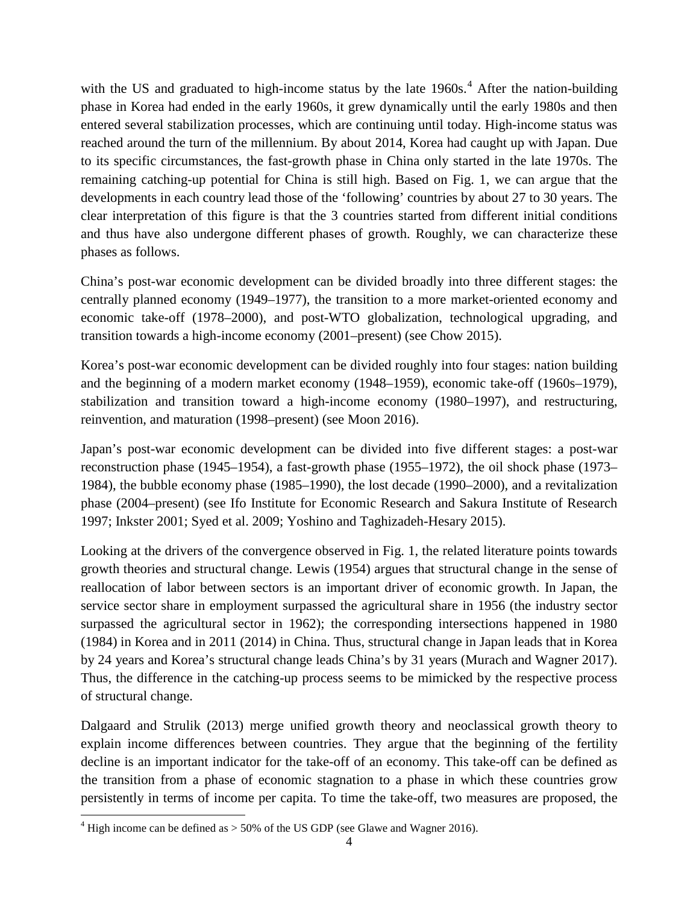with the US and graduated to high-income status by the late 1960s.[4] After the nation-building phase in Korea had ended in the early 1960s, it grew dynamically until the early 1980s and then entered several stabilization processes, which are continuing until today. High-income status was reached around the turn of the millennium. By about 2014, Korea had caught up with Japan. Due to its specific circumstances, the fast-growth phase in China only started in the late 1970s. The remaining catching-up potential for China is still high. Based on Fig. 1, we can argue that the developments in each country lead those of the 'following' countries by about 27 to 30 years. The clear interpretation of this figure is that the 3 countries started from different initial conditions and thus have also undergone different phases of growth. Roughly, we can characterize these phases as follows.

China's post-war economic development can be divided broadly into three different stages: the centrally planned economy (1949–1977), the transition to a more market-oriented economy and economic take-off (1978–2000), and post-WTO globalization, technological upgrading, and transition towards a high-income economy (2001–present) (see Chow 2015).

Korea's post-war economic development can be divided roughly into four stages: nation building and the beginning of a modern market economy (1948–1959), economic take-off (1960s–1979), stabilization and transition toward a high-income economy (1980–1997), and restructuring, reinvention, and maturation (1998–present) (see Moon 2016).

Japan's post-war economic development can be divided into five different stages: a post-war reconstruction phase (1945–1954), a fast-growth phase (1955–1972), the oil shock phase (1973–1984), the bubble economy phase (1985–1990), the lost decade (1990–2000), and a revitalization phase (2004–present) (see Ifo Institute for Economic Research and Sakura Institute of Research 1997; Inkster 2001; Syed et al. 2009; Yoshino and Taghizadeh-Hesary 2015).

Looking at the drivers of the convergence observed in Fig. 1, the related literature points towards growth theories and structural change. Lewis (1954) argues that structural change in the sense of reallocation of labor between sectors is an important driver of economic growth. In Japan, the service sector share in employment surpassed the agricultural share in 1956 (the industry sector surpassed the agricultural sector in 1962); the corresponding intersections happened in 1980 (1984) in Korea and in 2011 (2014) in China. Thus, structural change in Japan leads that in Korea by 24 years and Korea's structural change leads China's by 31 years (Murach and Wagner 2017). Thus, the difference in the catching-up process seems to be mimicked by the respective process of structural change.

Dalgaard and Strulik (2013) merge unified growth theory and neoclassical growth theory to explain income differences between countries. They argue that the beginning of the fertility decline is an important indicator for the take-off of an economy. This take-off can be defined as the transition from a phase of economic stagnation to a phase in which these countries grow persistently in terms of income per capita. To time the take-off, two measures are proposed, the

[4] High income can be defined as > 50% of the US GDP (see Glawe and Wagner 2016).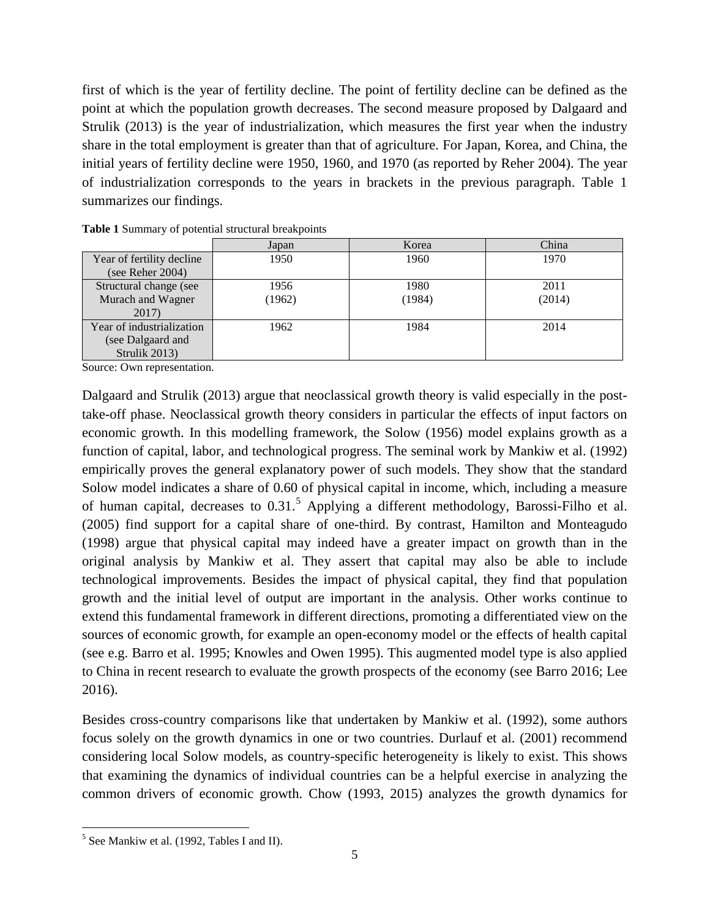first of which is the year of fertility decline. The point of fertility decline can be defined as the point at which the population growth decreases. The second measure proposed by Dalgaard and Strulik (2013) is the year of industrialization, which measures the first year when the industry share in the total employment is greater than that of agriculture. For Japan, Korea, and China, the initial years of fertility decline were 1950, 1960, and 1970 (as reported by Reher 2004). The year of industrialization corresponds to the years in brackets in the previous paragraph. Table 1 summarizes our findings.

**Table 1** Summary of potential structural breakpoints

| | Japan | Korea | China |
|---|---|---|---|
| Year of fertility decline (see Reher 2004) | 1950 | 1960 | 1970 |
| Structural change (see Murach and Wagner 2017) | 1956 (1962) | 1980 (1984) | 2011 (2014) |
| Year of industrialization (see Dalgaard and Strulik 2013) | 1962 | 1984 | 2014 |

Source: Own representation.

Dalgaard and Strulik (2013) argue that neoclassical growth theory is valid especially in the post-take-off phase. Neoclassical growth theory considers in particular the effects of input factors on economic growth. In this modelling framework, the Solow (1956) model explains growth as a function of capital, labor, and technological progress. The seminal work by Mankiw et al. (1992) empirically proves the general explanatory power of such models. They show that the standard Solow model indicates a share of 0.60 of physical capital in income, which, including a measure of human capital, decreases to 0.31.[5] Applying a different methodology, Barossi-Filho et al. (2005) find support for a capital share of one-third. By contrast, Hamilton and Monteagudo (1998) argue that physical capital may indeed have a greater impact on growth than in the original analysis by Mankiw et al. They assert that capital may also be able to include technological improvements. Besides the impact of physical capital, they find that population growth and the initial level of output are important in the analysis. Other works continue to extend this fundamental framework in different directions, promoting a differentiated view on the sources of economic growth, for example an open-economy model or the effects of health capital (see e.g. Barro et al. 1995; Knowles and Owen 1995). This augmented model type is also applied to China in recent research to evaluate the growth prospects of the economy (see Barro 2016; Lee 2016).

Besides cross-country comparisons like that undertaken by Mankiw et al. (1992), some authors focus solely on the growth dynamics in one or two countries. Durlauf et al. (2001) recommend considering local Solow models, as country-specific heterogeneity is likely to exist. This shows that examining the dynamics of individual countries can be a helpful exercise in analyzing the common drivers of economic growth. Chow (1993, 2015) analyzes the growth dynamics for

[5] See Mankiw et al. (1992, Tables I and II).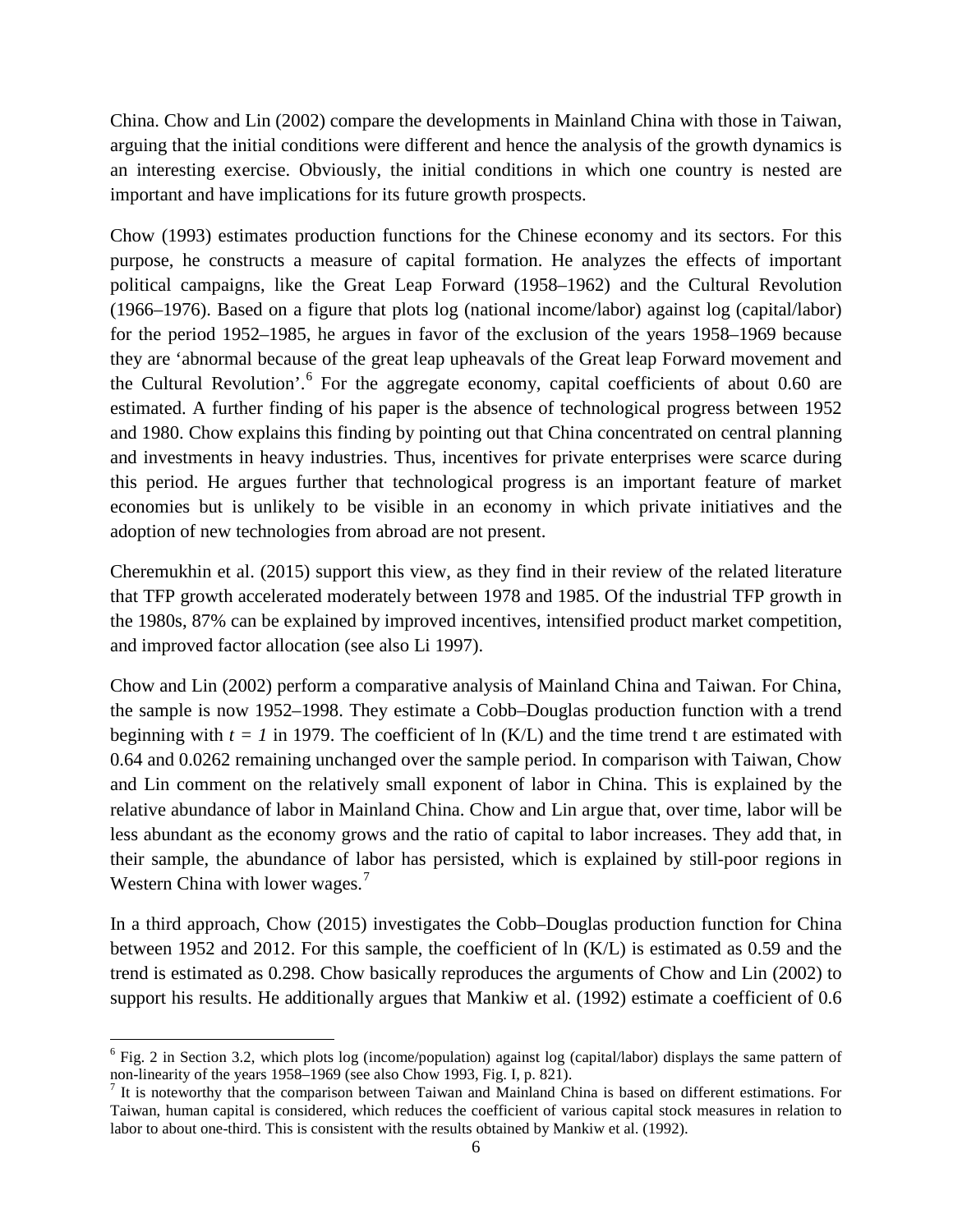China. Chow and Lin (2002) compare the developments in Mainland China with those in Taiwan, arguing that the initial conditions were different and hence the analysis of the growth dynamics is an interesting exercise. Obviously, the initial conditions in which one country is nested are important and have implications for its future growth prospects.

Chow (1993) estimates production functions for the Chinese economy and its sectors. For this purpose, he constructs a measure of capital formation. He analyzes the effects of important political campaigns, like the Great Leap Forward (1958–1962) and the Cultural Revolution (1966–1976). Based on a figure that plots log (national income/labor) against log (capital/labor) for the period 1952–1985, he argues in favor of the exclusion of the years 1958–1969 because they are 'abnormal because of the great leap upheavals of the Great leap Forward movement and the Cultural Revolution'.[6] For the aggregate economy, capital coefficients of about 0.60 are estimated. A further finding of his paper is the absence of technological progress between 1952 and 1980. Chow explains this finding by pointing out that China concentrated on central planning and investments in heavy industries. Thus, incentives for private enterprises were scarce during this period. He argues further that technological progress is an important feature of market economies but is unlikely to be visible in an economy in which private initiatives and the adoption of new technologies from abroad are not present.

Cheremukhin et al. (2015) support this view, as they find in their review of the related literature that TFP growth accelerated moderately between 1978 and 1985. Of the industrial TFP growth in the 1980s, 87% can be explained by improved incentives, intensified product market competition, and improved factor allocation (see also Li 1997).

Chow and Lin (2002) perform a comparative analysis of Mainland China and Taiwan. For China, the sample is now 1952–1998. They estimate a Cobb–Douglas production function with a trend beginning with $t = 1$ in 1979. The coefficient of ln (K/L) and the time trend t are estimated with 0.64 and 0.0262 remaining unchanged over the sample period. In comparison with Taiwan, Chow and Lin comment on the relatively small exponent of labor in China. This is explained by the relative abundance of labor in Mainland China. Chow and Lin argue that, over time, labor will be less abundant as the economy grows and the ratio of capital to labor increases. They add that, in their sample, the abundance of labor has persisted, which is explained by still-poor regions in Western China with lower wages.[7]

In a third approach, Chow (2015) investigates the Cobb–Douglas production function for China between 1952 and 2012. For this sample, the coefficient of ln (K/L) is estimated as 0.59 and the trend is estimated as 0.298. Chow basically reproduces the arguments of Chow and Lin (2002) to support his results. He additionally argues that Mankiw et al. (1992) estimate a coefficient of 0.6

---

[6] Fig. 2 in Section 3.2, which plots log (income/population) against log (capital/labor) displays the same pattern of non-linearity of the years 1958–1969 (see also Chow 1993, Fig. I, p. 821).

[7] It is noteworthy that the comparison between Taiwan and Mainland China is based on different estimations. For Taiwan, human capital is considered, which reduces the coefficient of various capital stock measures in relation to labor to about one-third. This is consistent with the results obtained by Mankiw et al. (1992).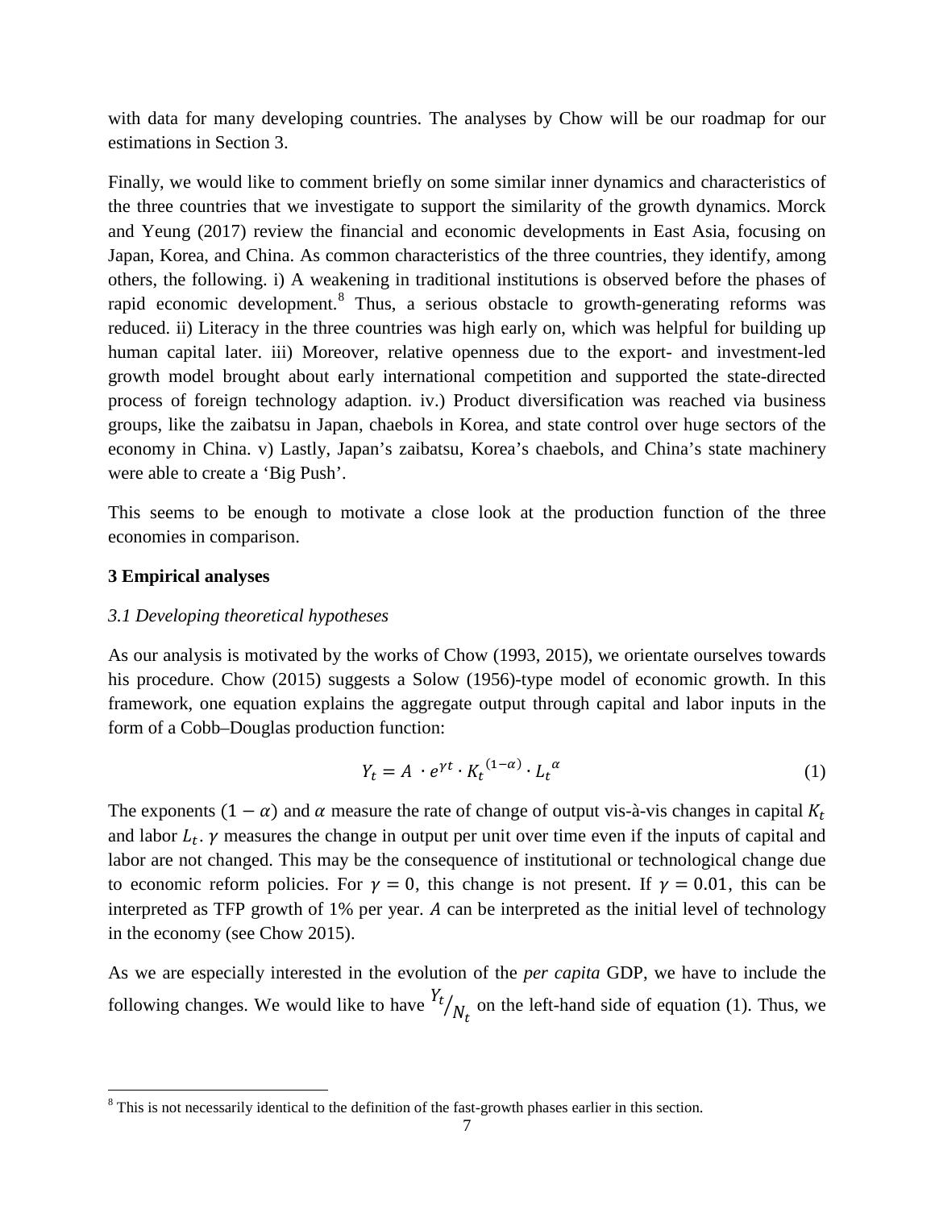with data for many developing countries. The analyses by Chow will be our roadmap for our estimations in Section 3.

Finally, we would like to comment briefly on some similar inner dynamics and characteristics of the three countries that we investigate to support the similarity of the growth dynamics. Morck and Yeung (2017) review the financial and economic developments in East Asia, focusing on Japan, Korea, and China. As common characteristics of the three countries, they identify, among others, the following. i) A weakening in traditional institutions is observed before the phases of rapid economic development.[8] Thus, a serious obstacle to growth-generating reforms was reduced. ii) Literacy in the three countries was high early on, which was helpful for building up human capital later. iii) Moreover, relative openness due to the export- and investment-led growth model brought about early international competition and supported the state-directed process of foreign technology adaption. iv.) Product diversification was reached via business groups, like the zaibatsu in Japan, chaebols in Korea, and state control over huge sectors of the economy in China. v) Lastly, Japan's zaibatsu, Korea's chaebols, and China's state machinery were able to create a 'Big Push'.

This seems to be enough to motivate a close look at the production function of the three economies in comparison.

## 3 Empirical analyses

### *3.1 Developing theoretical hypotheses*

As our analysis is motivated by the works of Chow (1993, 2015), we orientate ourselves towards his procedure. Chow (2015) suggests a Solow (1956)-type model of economic growth. In this framework, one equation explains the aggregate output through capital and labor inputs in the form of a Cobb–Douglas production function:

$$Y_t = A \cdot e^{\gamma t} \cdot K_t^{(1-\alpha)} \cdot L_t^{\alpha} \tag{1}$$

The exponents $(1-\alpha)$ and $\alpha$ measure the rate of change of output vis-à-vis changes in capital $K_t$ and labor $L_t$. $\gamma$ measures the change in output per unit over time even if the inputs of capital and labor are not changed. This may be the consequence of institutional or technological change due to economic reform policies. For $\gamma = 0$, this change is not present. If $\gamma = 0.01$, this can be interpreted as TFP growth of 1% per year. $A$ can be interpreted as the initial level of technology in the economy (see Chow 2015).

As we are especially interested in the evolution of the *per capita* GDP, we have to include the following changes. We would like to have $Y_t/N_t$ on the left-hand side of equation (1). Thus, we

[8] This is not necessarily identical to the definition of the fast-growth phases earlier in this section.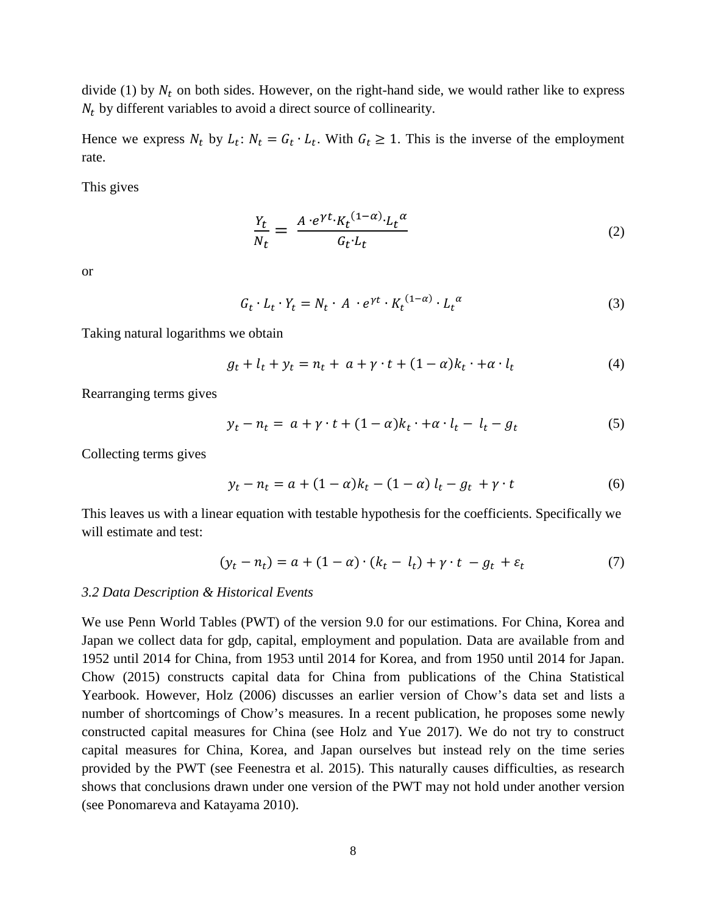divide (1) by $N_t$ on both sides. However, on the right-hand side, we would rather like to express $N_t$ by different variables to avoid a direct source of collinearity.

Hence we express $N_t$ by $L_t$: $N_t = G_t \cdot L_t$. With $G_t \geq 1$. This is the inverse of the employment rate.

This gives

$$\frac{Y_t}{N_t} = \frac{A \cdot e^{\gamma t} \cdot K_t^{(1-\alpha)} \cdot L_t^{\alpha}}{G_t \cdot L_t} \tag{2}$$

or

$$G_t \cdot L_t \cdot Y_t = N_t \cdot A \cdot e^{\gamma t} \cdot K_t^{(1-\alpha)} \cdot L_t^{\alpha} \tag{3}$$

Taking natural logarithms we obtain

$$g_t + l_t + y_t = n_t + a + \gamma \cdot t + (1-\alpha)k_t \cdot + \alpha \cdot l_t \tag{4}$$

Rearranging terms gives

$$y_t - n_t = a + \gamma \cdot t + (1-\alpha)k_t \cdot + \alpha \cdot l_t - l_t - g_t \tag{5}$$

Collecting terms gives

$$y_t - n_t = a + (1-\alpha)k_t - (1-\alpha)\, l_t - g_t + \gamma \cdot t \tag{6}$$

This leaves us with a linear equation with testable hypothesis for the coefficients. Specifically we will estimate and test:

$$(y_t - n_t) = a + (1-\alpha) \cdot (k_t - l_t) + \gamma \cdot t - g_t + \varepsilon_t \tag{7}$$

### *3.2 Data Description & Historical Events*

We use Penn World Tables (PWT) of the version 9.0 for our estimations. For China, Korea and Japan we collect data for gdp, capital, employment and population. Data are available from and 1952 until 2014 for China, from 1953 until 2014 for Korea, and from 1950 until 2014 for Japan. Chow (2015) constructs capital data for China from publications of the China Statistical Yearbook. However, Holz (2006) discusses an earlier version of Chow's data set and lists a number of shortcomings of Chow's measures. In a recent publication, he proposes some newly constructed capital measures for China (see Holz and Yue 2017). We do not try to construct capital measures for China, Korea, and Japan ourselves but instead rely on the time series provided by the PWT (see Feenestra et al. 2015). This naturally causes difficulties, as research shows that conclusions drawn under one version of the PWT may not hold under another version (see Ponomareva and Katayama 2010).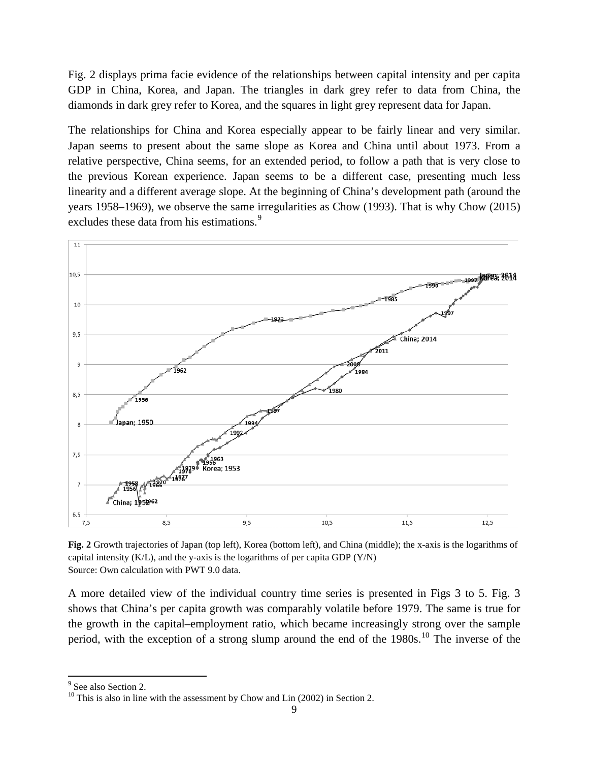Fig. 2 displays prima facie evidence of the relationships between capital intensity and per capita GDP in China, Korea, and Japan. The triangles in dark grey refer to data from China, the diamonds in dark grey refer to Korea, and the squares in light grey represent data for Japan.

The relationships for China and Korea especially appear to be fairly linear and very similar. Japan seems to present about the same slope as Korea and China until about 1973. From a relative perspective, China seems, for an extended period, to follow a path that is very close to the previous Korean experience. Japan seems to be a different case, presenting much less linearity and a different average slope. At the beginning of China's development path (around the years 1958–1969), we observe the same irregularities as Chow (1993). That is why Chow (2015) excludes these data from his estimations.[9]

11
10,5
10
9,5
9
8,5
8
7,5
7
6,5
7,5
8,5
9,5
10,5
11,5
12,5

Japan; 2014
Korea; 2014
1997
1990
1985
1973
1962
1956
Japan; 1950
1997
China; 2014
2011
2008
1984
1980
1997
1994
1992
1963
1956
Korea; 1953
1979
1978
1977
1976
1970
1966
1958
1956
China; 1952
1962

**Fig. 2** Growth trajectories of Japan (top left), Korea (bottom left), and China (middle); the x-axis is the logarithms of capital intensity (K/L), and the y-axis is the logarithms of per capita GDP (Y/N)
Source: Own calculation with PWT 9.0 data.

A more detailed view of the individual country time series is presented in Figs 3 to 5. Fig. 3 shows that China's per capita growth was comparably volatile before 1979. The same is true for the growth in the capital–employment ratio, which became increasingly strong over the sample period, with the exception of a strong slump around the end of the 1980s.[10] The inverse of the

[9] See also Section 2.

[10] This is also in line with the assessment by Chow and Lin (2002) in Section 2.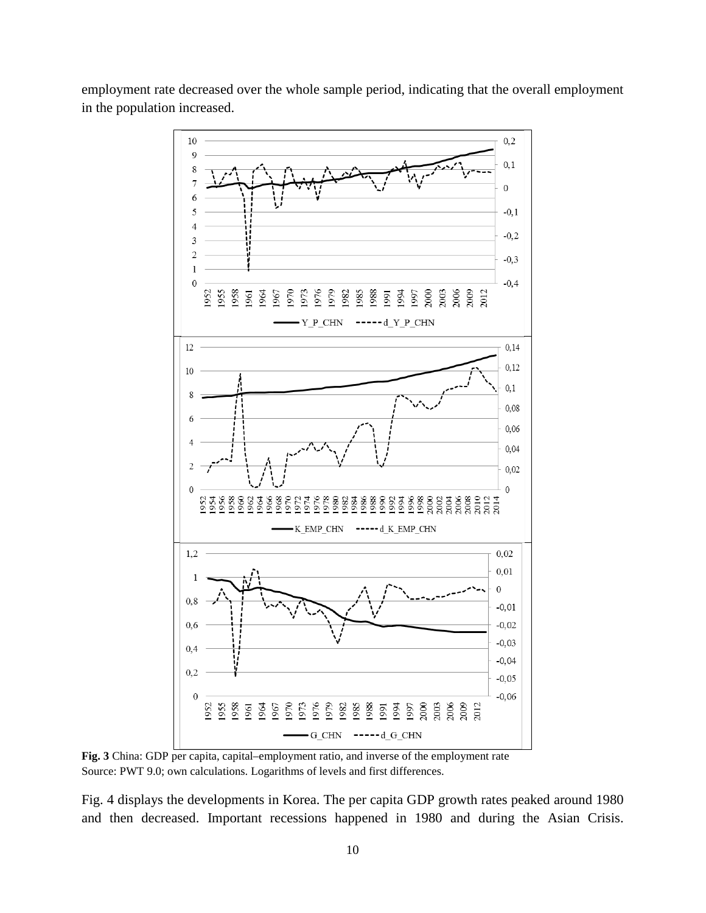employment rate decreased over the whole sample period, indicating that the overall employment in the population increased.

10
9
8
7
6
5
4
3
2
1
0

0,2
0,1
0
-0,1
-0,2
-0,3
-0,4

1952 1955 1958 1961 1964 1967 1970 1973 1976 1979 1982 1985 1988 1991 1994 1997 2000 2003 2006 2009 2012

Y_P_CHN
d_Y_P_CHN

12
10
8
6
4
2
0

0,14
0,12
0,1
0,08
0,06
0,04
0,02
0

1952 1954 1956 1958 1960 1962 1964 1966 1968 1970 1972 1974 1976 1978 1980 1982 1984 1986 1988 1990 1992 1994 1996 1998 2000 2002 2004 2006 2008 2010 2012 2014

K_EMP_CHN
d_K_EMP_CHN

1,2
1
0,8
0,6
0,4
0,2
0

0,02
0,01
0
-0,01
-0,02
-0,03
-0,04
-0,05
-0,06

1952 1955 1958 1961 1964 1967 1970 1973 1976 1979 1982 1985 1988 1991 1994 1997 2000 2003 2006 2009 2012

G_CHN
d_G_CHN

**Fig. 3** China: GDP per capita, capital–employment ratio, and inverse of the employment rate
Source: PWT 9.0; own calculations. Logarithms of levels and first differences.

Fig. 4 displays the developments in Korea. The per capita GDP growth rates peaked around 1980 and then decreased. Important recessions happened in 1980 and during the Asian Crisis.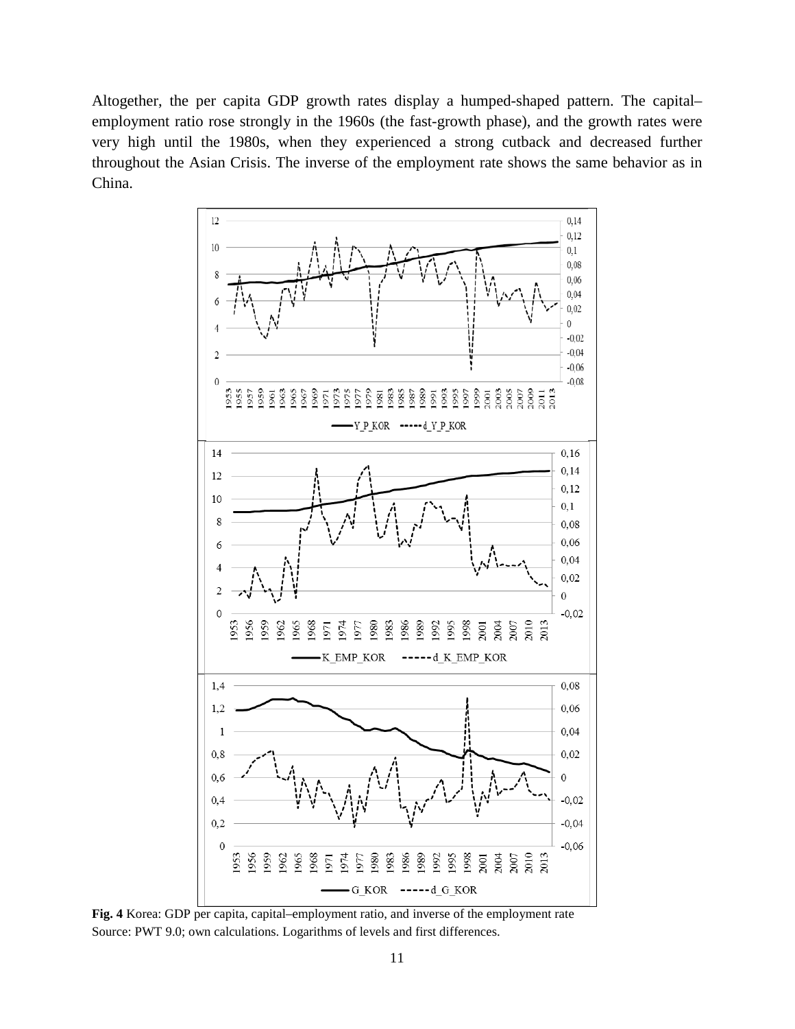Altogether, the per capita GDP growth rates display a humped-shaped pattern. The capital–employment ratio rose strongly in the 1960s (the fast-growth phase), and the growth rates were very high until the 1980s, when they experienced a strong cutback and decreased further throughout the Asian Crisis. The inverse of the employment rate shows the same behavior as in China.

12
10
8
6
4
2
0

0,14
0,12
0,1
0,08
0,06
0,04
0,02
0
-0,02
-0,04
-0,06
-0,08

1953 1955 1957 1959 1961 1963 1965 1967 1969 1971 1973 1975 1977 1979 1981 1983 1985 1987 1989 1991 1993 1995 1997 1999 2001 2003 2005 2007 2009 2011 2013

Y_P_KOR d_Y_P_KOR

14
12
10
8
6
4
2
0

0,16
0,14
0,12
0,1
0,08
0,06
0,04
0,02
0
-0,02

1953 1956 1959 1962 1965 1968 1971 1974 1977 1980 1983 1986 1989 1992 1995 1998 2001 2004 2007 2010 2013

K_EMP_KOR d_K_EMP_KOR

1,4
1,2
1
0,8
0,6
0,4
0,2
0

0,08
0,06
0,04
0,02
0
-0,02
-0,04
-0,06

1953 1956 1959 1962 1965 1968 1971 1974 1977 1980 1983 1986 1989 1992 1995 1998 2001 2004 2007 2010 2013

G_KOR d_G_KOR

**Fig. 4** Korea: GDP per capita, capital–employment ratio, and inverse of the employment rate
Source: PWT 9.0; own calculations. Logarithms of levels and first differences.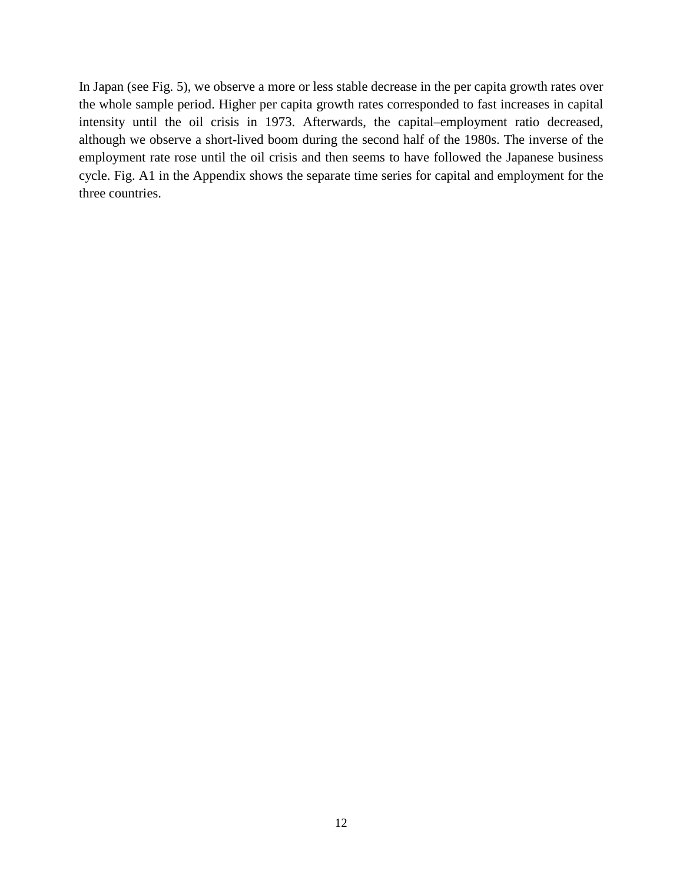In Japan (see Fig. 5), we observe a more or less stable decrease in the per capita growth rates over the whole sample period. Higher per capita growth rates corresponded to fast increases in capital intensity until the oil crisis in 1973. Afterwards, the capital–employment ratio decreased, although we observe a short-lived boom during the second half of the 1980s. The inverse of the employment rate rose until the oil crisis and then seems to have followed the Japanese business cycle. Fig. A1 in the Appendix shows the separate time series for capital and employment for the three countries.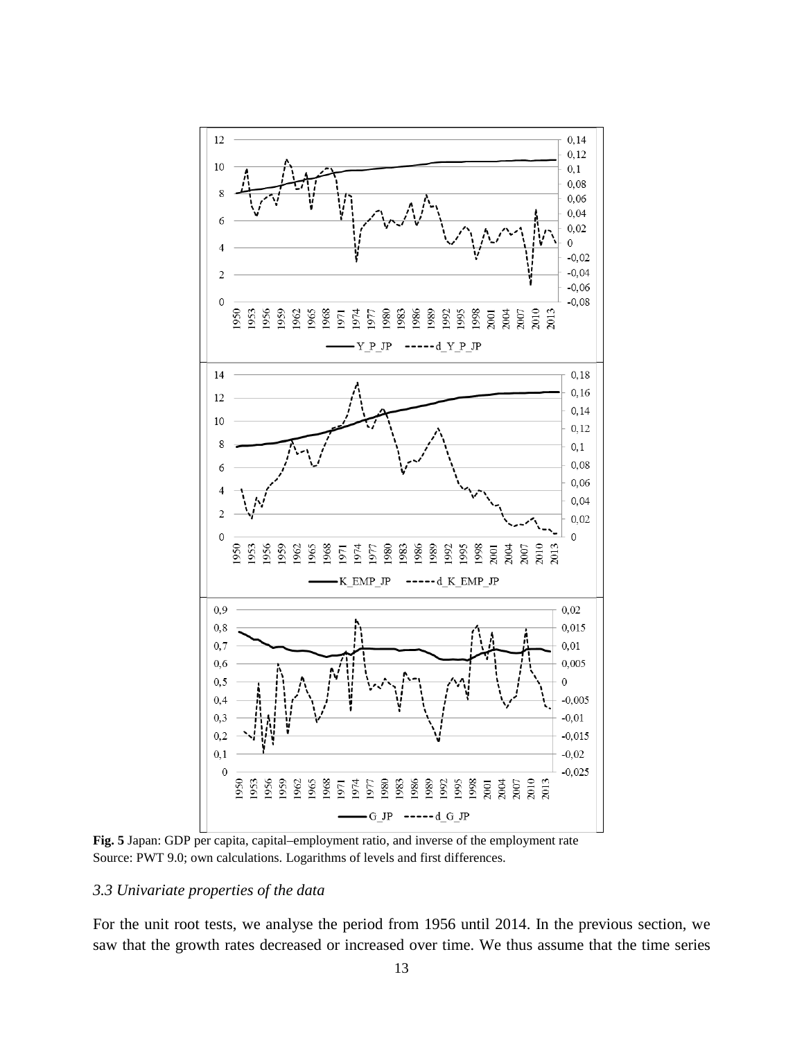12
10
8
6
4
2
0

0,14
0,12
0,1
0,08
0,06
0,04
0,02
0
-0,02
-0,04
-0,06
-0,08

1950 1953 1956 1959 1962 1965 1968 1971 1974 1977 1980 1983 1986 1989 1992 1995 1998 2001 2004 2007 2010 2013

Y_P_JP d_Y_P_JP

14
12
10
8
6
4
2
0

0,18
0,16
0,14
0,12
0,1
0,08
0,06
0,04
0,02
0

1950 1953 1956 1959 1962 1965 1968 1971 1974 1977 1980 1983 1986 1989 1992 1995 1998 2001 2004 2007 2010 2013

K_EMP_JP d_K_EMP_JP

0,9
0,8
0,7
0,6
0,5
0,4
0,3
0,2
0,1
0

0,02
0,015
0,01
0,005
0
-0,005
-0,01
-0,015
-0,02
-0,025

1950 1953 1956 1959 1962 1965 1968 1971 1974 1977 1980 1983 1986 1989 1992 1995 1998 2001 2004 2007 2010 2013

G_JP d_G_JP

**Fig. 5** Japan: GDP per capita, capital–employment ratio, and inverse of the employment rate
Source: PWT 9.0; own calculations. Logarithms of levels and first differences.

### *3.3 Univariate properties of the data*

For the unit root tests, we analyse the period from 1956 until 2014. In the previous section, we saw that the growth rates decreased or increased over time. We thus assume that the time series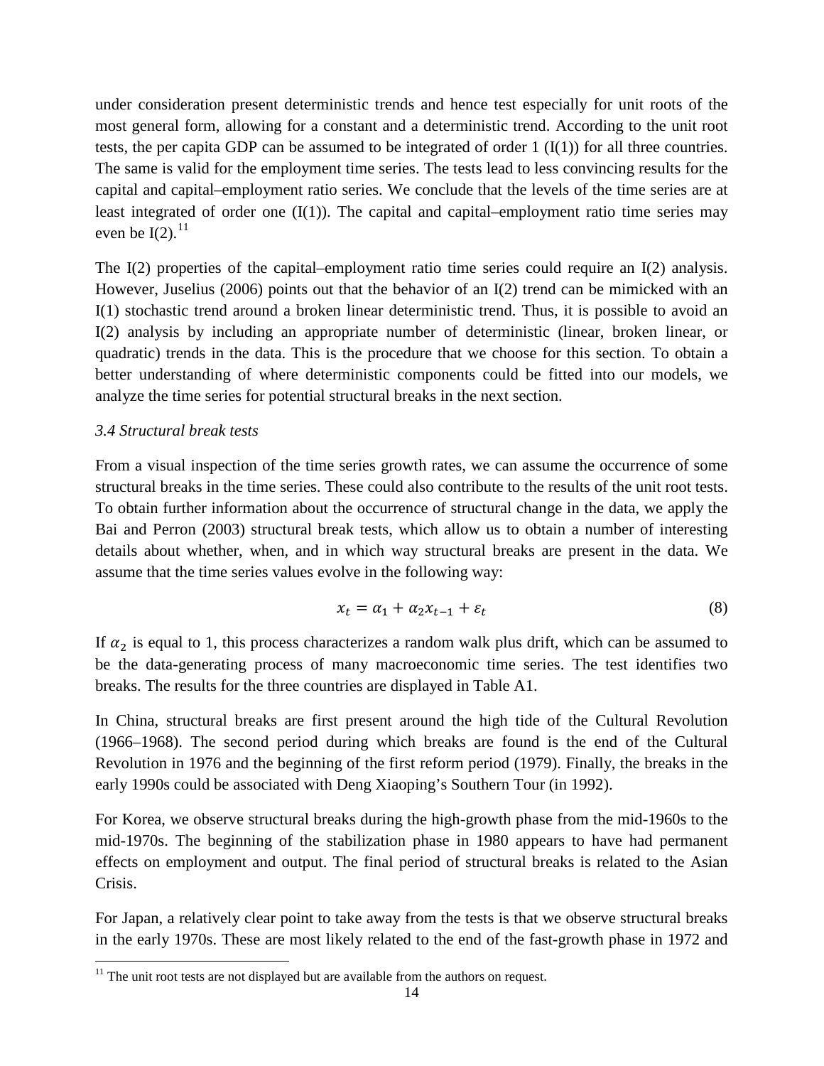under consideration present deterministic trends and hence test especially for unit roots of the most general form, allowing for a constant and a deterministic trend. According to the unit root tests, the per capita GDP can be assumed to be integrated of order 1 (I(1)) for all three countries. The same is valid for the employment time series. The tests lead to less convincing results for the capital and capital–employment ratio series. We conclude that the levels of the time series are at least integrated of order one (I(1)). The capital and capital–employment ratio time series may even be I(2).[11]

The I(2) properties of the capital–employment ratio time series could require an I(2) analysis. However, Juselius (2006) points out that the behavior of an I(2) trend can be mimicked with an I(1) stochastic trend around a broken linear deterministic trend. Thus, it is possible to avoid an I(2) analysis by including an appropriate number of deterministic (linear, broken linear, or quadratic) trends in the data. This is the procedure that we choose for this section. To obtain a better understanding of where deterministic components could be fitted into our models, we analyze the time series for potential structural breaks in the next section.

### *3.4 Structural break tests*

From a visual inspection of the time series growth rates, we can assume the occurrence of some structural breaks in the time series. These could also contribute to the results of the unit root tests. To obtain further information about the occurrence of structural change in the data, we apply the Bai and Perron (2003) structural break tests, which allow us to obtain a number of interesting details about whether, when, and in which way structural breaks are present in the data. We assume that the time series values evolve in the following way:

$$x_t = \alpha_1 + \alpha_2 x_{t-1} + \varepsilon_t \tag{8}$$

If $\alpha_2$ is equal to 1, this process characterizes a random walk plus drift, which can be assumed to be the data-generating process of many macroeconomic time series. The test identifies two breaks. The results for the three countries are displayed in Table A1.

In China, structural breaks are first present around the high tide of the Cultural Revolution (1966–1968). The second period during which breaks are found is the end of the Cultural Revolution in 1976 and the beginning of the first reform period (1979). Finally, the breaks in the early 1990s could be associated with Deng Xiaoping's Southern Tour (in 1992).

For Korea, we observe structural breaks during the high-growth phase from the mid-1960s to the mid-1970s. The beginning of the stabilization phase in 1980 appears to have had permanent effects on employment and output. The final period of structural breaks is related to the Asian Crisis.

For Japan, a relatively clear point to take away from the tests is that we observe structural breaks in the early 1970s. These are most likely related to the end of the fast-growth phase in 1972 and

[11] The unit root tests are not displayed but are available from the authors on request.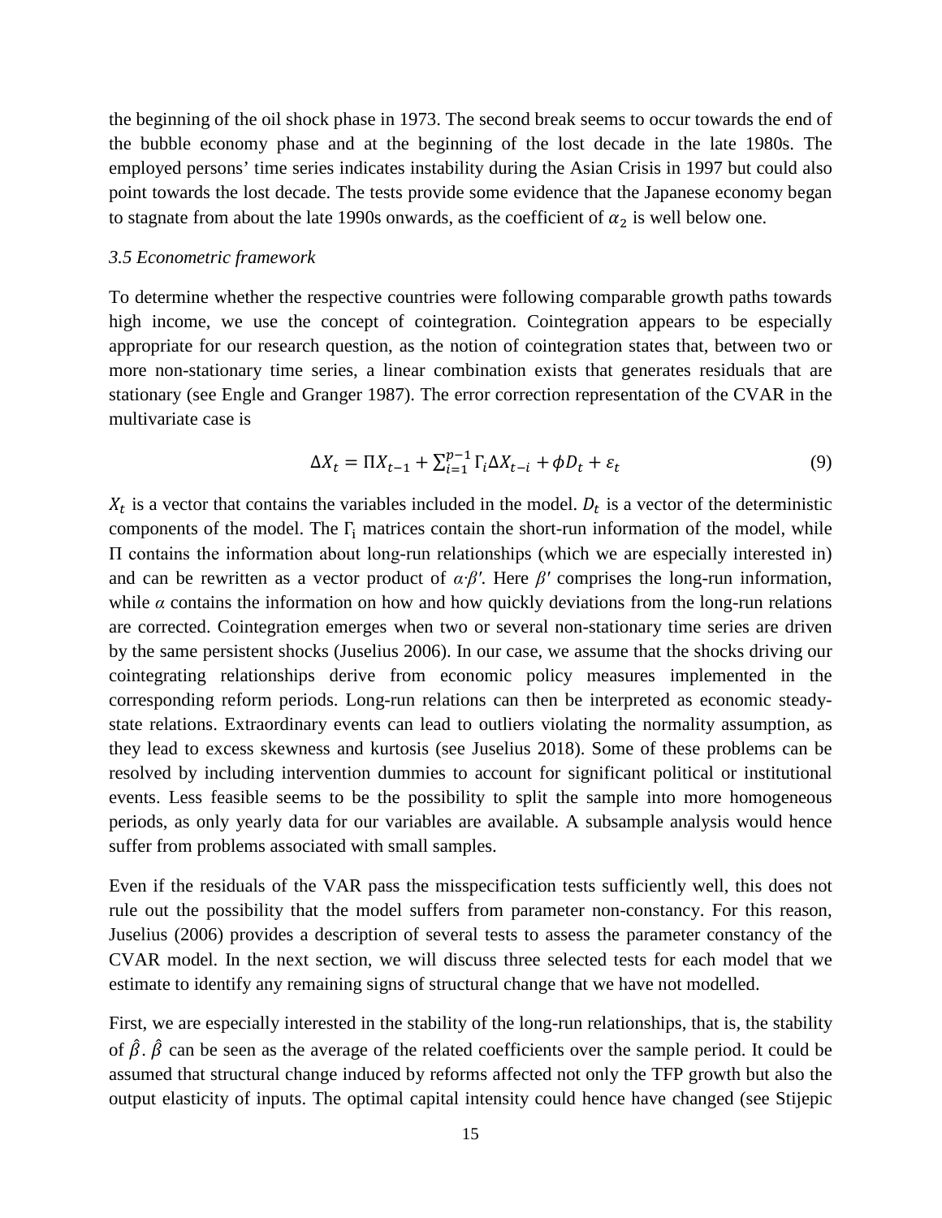the beginning of the oil shock phase in 1973. The second break seems to occur towards the end of the bubble economy phase and at the beginning of the lost decade in the late 1980s. The employed persons' time series indicates instability during the Asian Crisis in 1997 but could also point towards the lost decade. The tests provide some evidence that the Japanese economy began to stagnate from about the late 1990s onwards, as the coefficient of $\alpha_2$ is well below one.

### *3.5 Econometric framework*

To determine whether the respective countries were following comparable growth paths towards high income, we use the concept of cointegration. Cointegration appears to be especially appropriate for our research question, as the notion of cointegration states that, between two or more non-stationary time series, a linear combination exists that generates residuals that are stationary (see Engle and Granger 1987). The error correction representation of the CVAR in the multivariate case is

$$\Delta X_t = \Pi X_{t-1} + \sum_{i=1}^{p-1} \Gamma_i \Delta X_{t-i} + \phi D_t + \varepsilon_t \tag{9}$$

$X_t$ is a vector that contains the variables included in the model. $D_t$ is a vector of the deterministic components of the model. The $\Gamma_\text{i}$ matrices contain the short-run information of the model, while $\Pi$ contains the information about long-run relationships (which we are especially interested in) and can be rewritten as a vector product of $\alpha \cdot \beta'$. Here $\beta'$ comprises the long-run information, while $\alpha$ contains the information on how and how quickly deviations from the long-run relations are corrected. Cointegration emerges when two or several non-stationary time series are driven by the same persistent shocks (Juselius 2006). In our case, we assume that the shocks driving our cointegrating relationships derive from economic policy measures implemented in the corresponding reform periods. Long-run relations can then be interpreted as economic steady-state relations. Extraordinary events can lead to outliers violating the normality assumption, as they lead to excess skewness and kurtosis (see Juselius 2018). Some of these problems can be resolved by including intervention dummies to account for significant political or institutional events. Less feasible seems to be the possibility to split the sample into more homogeneous periods, as only yearly data for our variables are available. A subsample analysis would hence suffer from problems associated with small samples.

Even if the residuals of the VAR pass the misspecification tests sufficiently well, this does not rule out the possibility that the model suffers from parameter non-constancy. For this reason, Juselius (2006) provides a description of several tests to assess the parameter constancy of the CVAR model. In the next section, we will discuss three selected tests for each model that we estimate to identify any remaining signs of structural change that we have not modelled.

First, we are especially interested in the stability of the long-run relationships, that is, the stability of $\hat{\beta}$. $\hat{\beta}$ can be seen as the average of the related coefficients over the sample period. It could be assumed that structural change induced by reforms affected not only the TFP growth but also the output elasticity of inputs. The optimal capital intensity could hence have changed (see Stijepic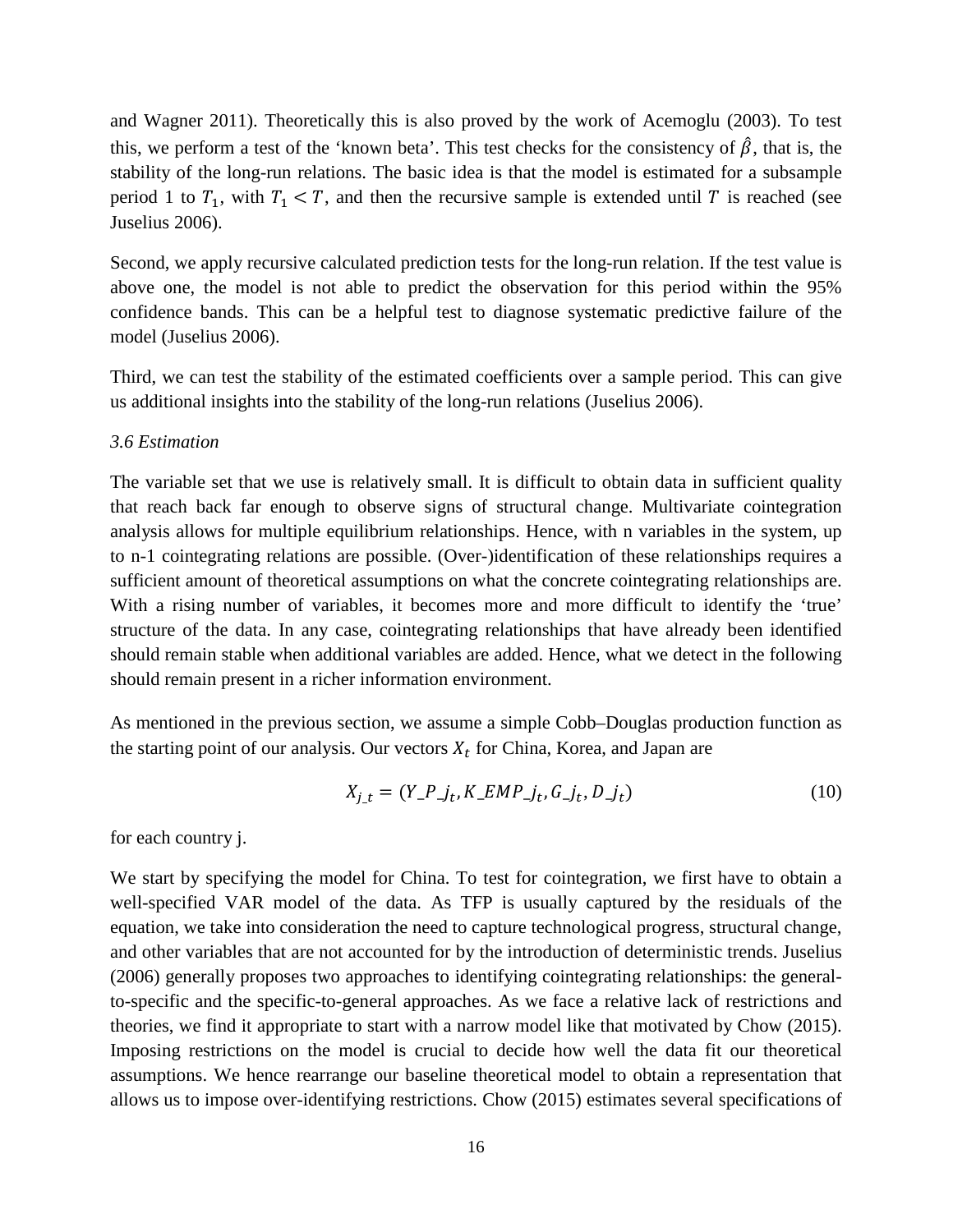and Wagner 2011). Theoretically this is also proved by the work of Acemoglu (2003). To test this, we perform a test of the 'known beta'. This test checks for the consistency of $\hat{\beta}$, that is, the stability of the long-run relations. The basic idea is that the model is estimated for a subsample period 1 to $T_1$, with $T_1 < T$, and then the recursive sample is extended until $T$ is reached (see Juselius 2006).

Second, we apply recursive calculated prediction tests for the long-run relation. If the test value is above one, the model is not able to predict the observation for this period within the 95% confidence bands. This can be a helpful test to diagnose systematic predictive failure of the model (Juselius 2006).

Third, we can test the stability of the estimated coefficients over a sample period. This can give us additional insights into the stability of the long-run relations (Juselius 2006).

### *3.6 Estimation*

The variable set that we use is relatively small. It is difficult to obtain data in sufficient quality that reach back far enough to observe signs of structural change. Multivariate cointegration analysis allows for multiple equilibrium relationships. Hence, with n variables in the system, up to n-1 cointegrating relations are possible. (Over-)identification of these relationships requires a sufficient amount of theoretical assumptions on what the concrete cointegrating relationships are. With a rising number of variables, it becomes more and more difficult to identify the 'true' structure of the data. In any case, cointegrating relationships that have already been identified should remain stable when additional variables are added. Hence, what we detect in the following should remain present in a richer information environment.

As mentioned in the previous section, we assume a simple Cobb–Douglas production function as the starting point of our analysis. Our vectors $X_t$ for China, Korea, and Japan are

$$X_{j\_t} = (Y\_P\_j_t, K\_EMP\_j_t, G\_j_t, D\_j_t) \tag{10}$$

for each country j.

We start by specifying the model for China. To test for cointegration, we first have to obtain a well-specified VAR model of the data. As TFP is usually captured by the residuals of the equation, we take into consideration the need to capture technological progress, structural change, and other variables that are not accounted for by the introduction of deterministic trends. Juselius (2006) generally proposes two approaches to identifying cointegrating relationships: the general-to-specific and the specific-to-general approaches. As we face a relative lack of restrictions and theories, we find it appropriate to start with a narrow model like that motivated by Chow (2015). Imposing restrictions on the model is crucial to decide how well the data fit our theoretical assumptions. We hence rearrange our baseline theoretical model to obtain a representation that allows us to impose over-identifying restrictions. Chow (2015) estimates several specifications of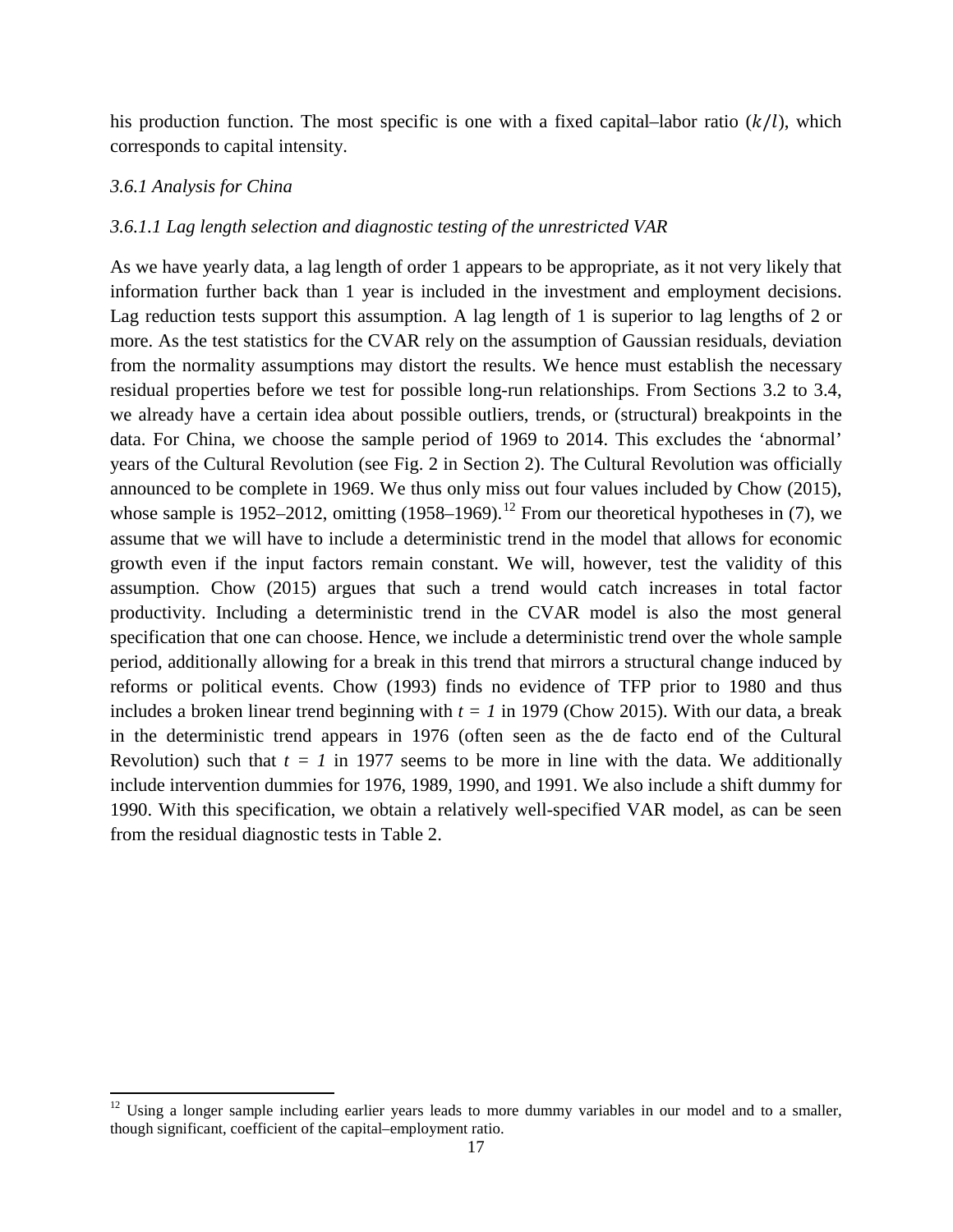his production function. The most specific is one with a fixed capital–labor ratio ($k/l$), which corresponds to capital intensity.

*3.6.1 Analysis for China*

*3.6.1.1 Lag length selection and diagnostic testing of the unrestricted VAR*

As we have yearly data, a lag length of order 1 appears to be appropriate, as it not very likely that information further back than 1 year is included in the investment and employment decisions. Lag reduction tests support this assumption. A lag length of 1 is superior to lag lengths of 2 or more. As the test statistics for the CVAR rely on the assumption of Gaussian residuals, deviation from the normality assumptions may distort the results. We hence must establish the necessary residual properties before we test for possible long-run relationships. From Sections 3.2 to 3.4, we already have a certain idea about possible outliers, trends, or (structural) breakpoints in the data. For China, we choose the sample period of 1969 to 2014. This excludes the 'abnormal' years of the Cultural Revolution (see Fig. 2 in Section 2). The Cultural Revolution was officially announced to be complete in 1969. We thus only miss out four values included by Chow (2015), whose sample is 1952–2012, omitting (1958–1969).[12] From our theoretical hypotheses in (7), we assume that we will have to include a deterministic trend in the model that allows for economic growth even if the input factors remain constant. We will, however, test the validity of this assumption. Chow (2015) argues that such a trend would catch increases in total factor productivity. Including a deterministic trend in the CVAR model is also the most general specification that one can choose. Hence, we include a deterministic trend over the whole sample period, additionally allowing for a break in this trend that mirrors a structural change induced by reforms or political events. Chow (1993) finds no evidence of TFP prior to 1980 and thus includes a broken linear trend beginning with $t = 1$ in 1979 (Chow 2015). With our data, a break in the deterministic trend appears in 1976 (often seen as the de facto end of the Cultural Revolution) such that $t = 1$ in 1977 seems to be more in line with the data. We additionally include intervention dummies for 1976, 1989, 1990, and 1991. We also include a shift dummy for 1990. With this specification, we obtain a relatively well-specified VAR model, as can be seen from the residual diagnostic tests in Table 2.

[12] Using a longer sample including earlier years leads to more dummy variables in our model and to a smaller, though significant, coefficient of the capital–employment ratio.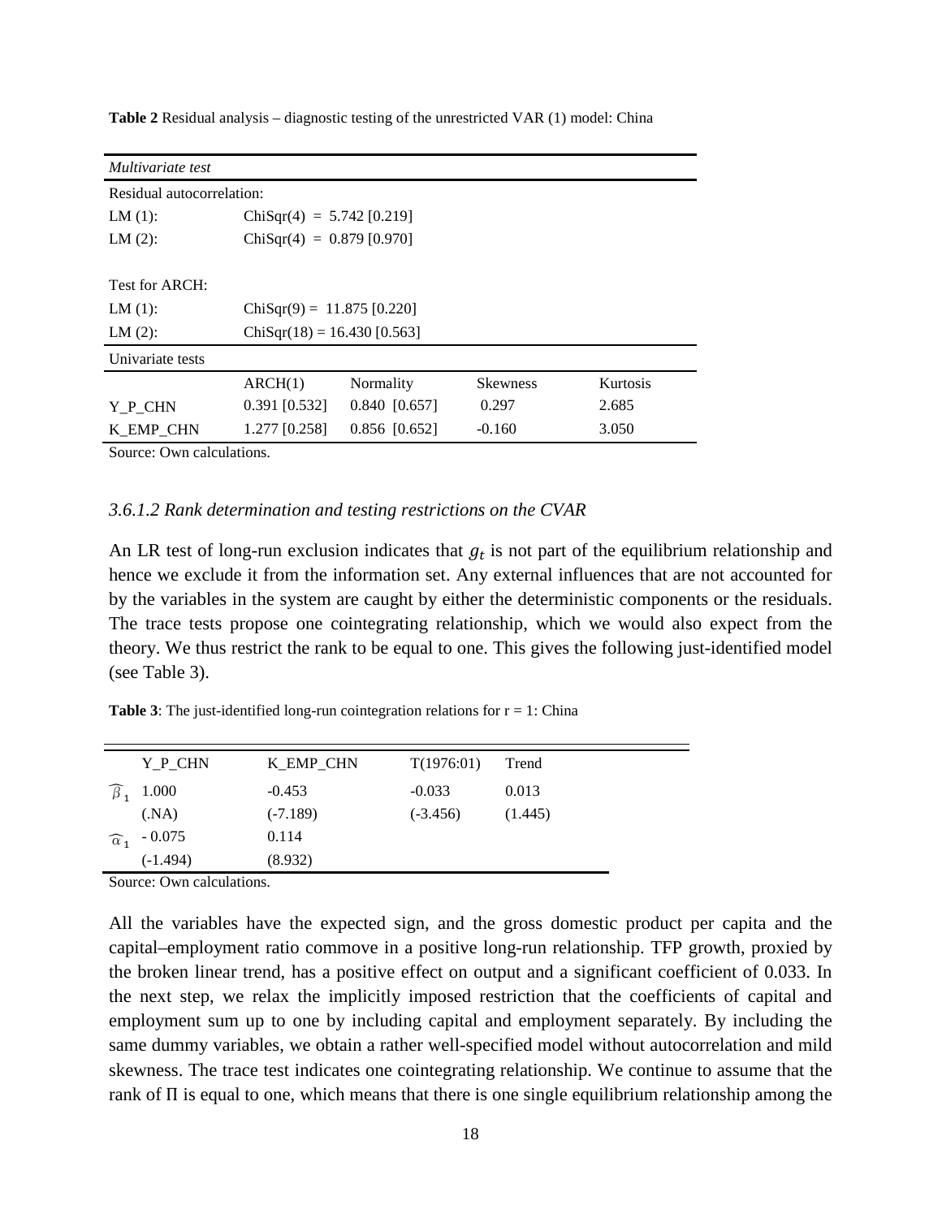**Table 2** Residual analysis – diagnostic testing of the unrestricted VAR (1) model: China

| *Multivariate test* | | | | |
|---|---|---|---|---|
| Residual autocorrelation: | | | | |
| LM (1): | ChiSqr(4) = 5.742 [0.219] | | | |
| LM (2): | ChiSqr(4) = 0.879 [0.970] | | | |
| | | | | |
| Test for ARCH: | | | | |
| LM (1): | ChiSqr(9) = 11.875 [0.220] | | | |
| LM (2): | ChiSqr(18) = 16.430 [0.563] | | | |
| Univariate tests | | | | |
| | ARCH(1) | Normality | Skewness | Kurtosis |
| Y_P_CHN | 0.391 [0.532] | 0.840 [0.657] | 0.297 | 2.685 |
| K_EMP_CHN | 1.277 [0.258] | 0.856 [0.652] | -0.160 | 3.050 |

Source: Own calculations.

### *3.6.1.2 Rank determination and testing restrictions on the CVAR*

An LR test of long-run exclusion indicates that $g_t$ is not part of the equilibrium relationship and hence we exclude it from the information set. Any external influences that are not accounted for by the variables in the system are caught by either the deterministic components or the residuals. The trace tests propose one cointegrating relationship, which we would also expect from the theory. We thus restrict the rank to be equal to one. This gives the following just-identified model (see Table 3).

**Table 3**: The just-identified long-run cointegration relations for r = 1: China

| | Y_P_CHN | K_EMP_CHN | T(1976:01) | Trend |
|---|---|---|---|---|
| $\widehat{\beta}_1$ | 1.000 | -0.453 | -0.033 | 0.013 |
| | (.NA) | (-7.189) | (-3.456) | (1.445) |
| $\widehat{\alpha}_1$ | - 0.075 | 0.114 | | |
| | (-1.494) | (8.932) | | |

Source: Own calculations.

All the variables have the expected sign, and the gross domestic product per capita and the capital–employment ratio commove in a positive long-run relationship. TFP growth, proxied by the broken linear trend, has a positive effect on output and a significant coefficient of 0.033. In the next step, we relax the implicitly imposed restriction that the coefficients of capital and employment sum up to one by including capital and employment separately. By including the same dummy variables, we obtain a rather well-specified model without autocorrelation and mild skewness. The trace test indicates one cointegrating relationship. We continue to assume that the rank of $\Pi$ is equal to one, which means that there is one single equilibrium relationship among the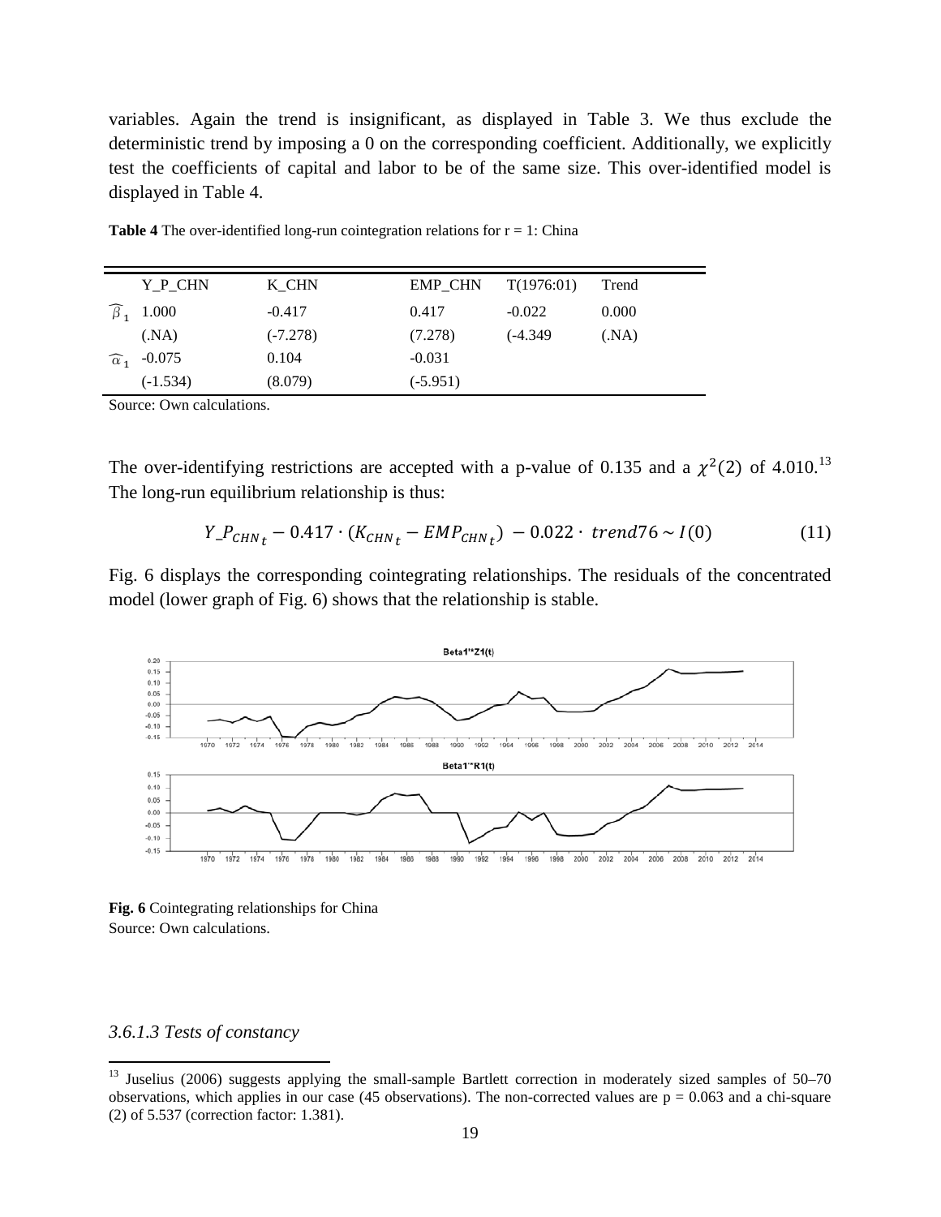variables. Again the trend is insignificant, as displayed in Table 3. We thus exclude the deterministic trend by imposing a 0 on the corresponding coefficient. Additionally, we explicitly test the coefficients of capital and labor to be of the same size. This over-identified model is displayed in Table 4.

**Table 4** The over-identified long-run cointegration relations for r = 1: China

| | Y_P_CHN | K_CHN | EMP_CHN | T(1976:01) | Trend |
|---|---|---|---|---|---|
| $\widehat{\beta}_1$ | 1.000 | -0.417 | 0.417 | -0.022 | 0.000 |
| | (.NA) | (-7.278) | (7.278) | (-4.349 | (.NA) |
| $\widehat{\alpha}_1$ | -0.075 | 0.104 | -0.031 | | |
| | (-1.534) | (8.079) | (-5.951) | | |

Source: Own calculations.

The over-identifying restrictions are accepted with a p-value of 0.135 and a $\chi^2(2)$ of 4.010.[13] The long-run equilibrium relationship is thus:

$$Y\_P_{CHN_t} - 0.417 \cdot (K_{CHN_t} - EMP_{CHN_t}) - 0.022 \cdot trend76 \sim I(0) \tag{11}$$

Fig. 6 displays the corresponding cointegrating relationships. The residuals of the concentrated model (lower graph of Fig. 6) shows that the relationship is stable.

Beta1'*Z1(t)

0.20
0.15
0.10
0.05
0.00
-0.05
-0.10
-0.15

1970 1972 1974 1976 1978 1980 1982 1984 1986 1988 1990 1992 1994 1996 1998 2000 2002 2004 2006 2008 2010 2012 2014

Beta1'*R1(t)

0.15
0.10
0.05
0.00
-0.05
-0.10
-0.15

1970 1972 1974 1976 1978 1980 1982 1984 1986 1988 1990 1992 1994 1996 1998 2000 2002 2004 2006 2008 2010 2012 2014

**Fig. 6** Cointegrating relationships for China
Source: Own calculations.

*3.6.1.3 Tests of constancy*

[13] Juselius (2006) suggests applying the small-sample Bartlett correction in moderately sized samples of 50–70 observations, which applies in our case (45 observations). The non-corrected values are p = 0.063 and a chi-square (2) of 5.537 (correction factor: 1.381).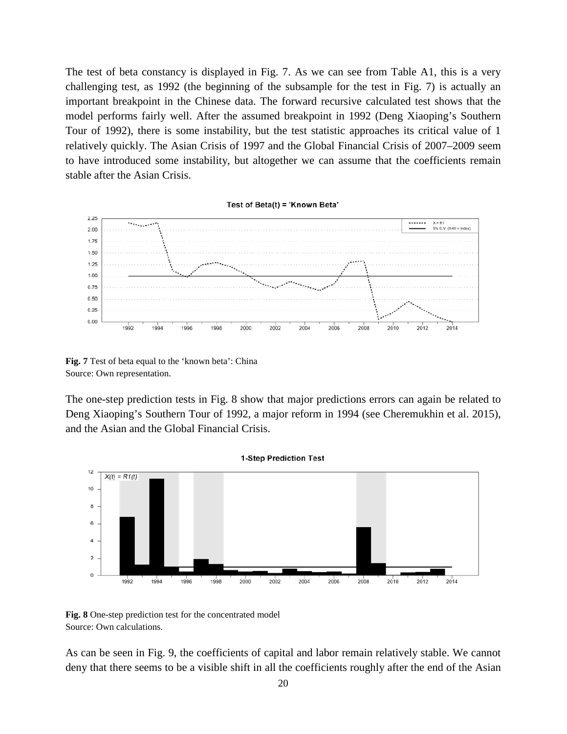The test of beta constancy is displayed in Fig. 7. As we can see from Table A1, this is a very challenging test, as 1992 (the beginning of the subsample for the test in Fig. 7) is actually an important breakpoint in the Chinese data. The forward recursive calculated test shows that the model performs fairly well. After the assumed breakpoint in 1992 (Deng Xiaoping's Southern Tour of 1992), there is some instability, but the test statistic approaches its critical value of 1 relatively quickly. The Asian Crisis of 1997 and the Global Financial Crisis of 2007–2009 seem to have introduced some instability, but altogether we can assume that the coefficients remain stable after the Asian Crisis.

Test of Beta(t) = 'Known Beta'

X = R1

5% C.V. (9.49 = index)

2.25
2.00
1.75
1.50
1.25
1.00
0.75
0.50
0.25
0.00

1992 1994 1996 1998 2000 2002 2004 2006 2008 2010 2012 2014

**Fig. 7** Test of beta equal to the 'known beta': China
Source: Own representation.

The one-step prediction tests in Fig. 8 show that major predictions errors can again be related to Deng Xiaoping's Southern Tour of 1992, a major reform in 1994 (see Cheremukhin et al. 2015), and the Asian and the Global Financial Crisis.

1-Step Prediction Test

X(t) = R1(t)

12
10
8
6
4
2
0

1992 1994 1996 1998 2000 2002 2004 2006 2008 2010 2012 2014

**Fig. 8** One-step prediction test for the concentrated model
Source: Own calculations.

As can be seen in Fig. 9, the coefficients of capital and labor remain relatively stable. We cannot deny that there seems to be a visible shift in all the coefficients roughly after the end of the Asian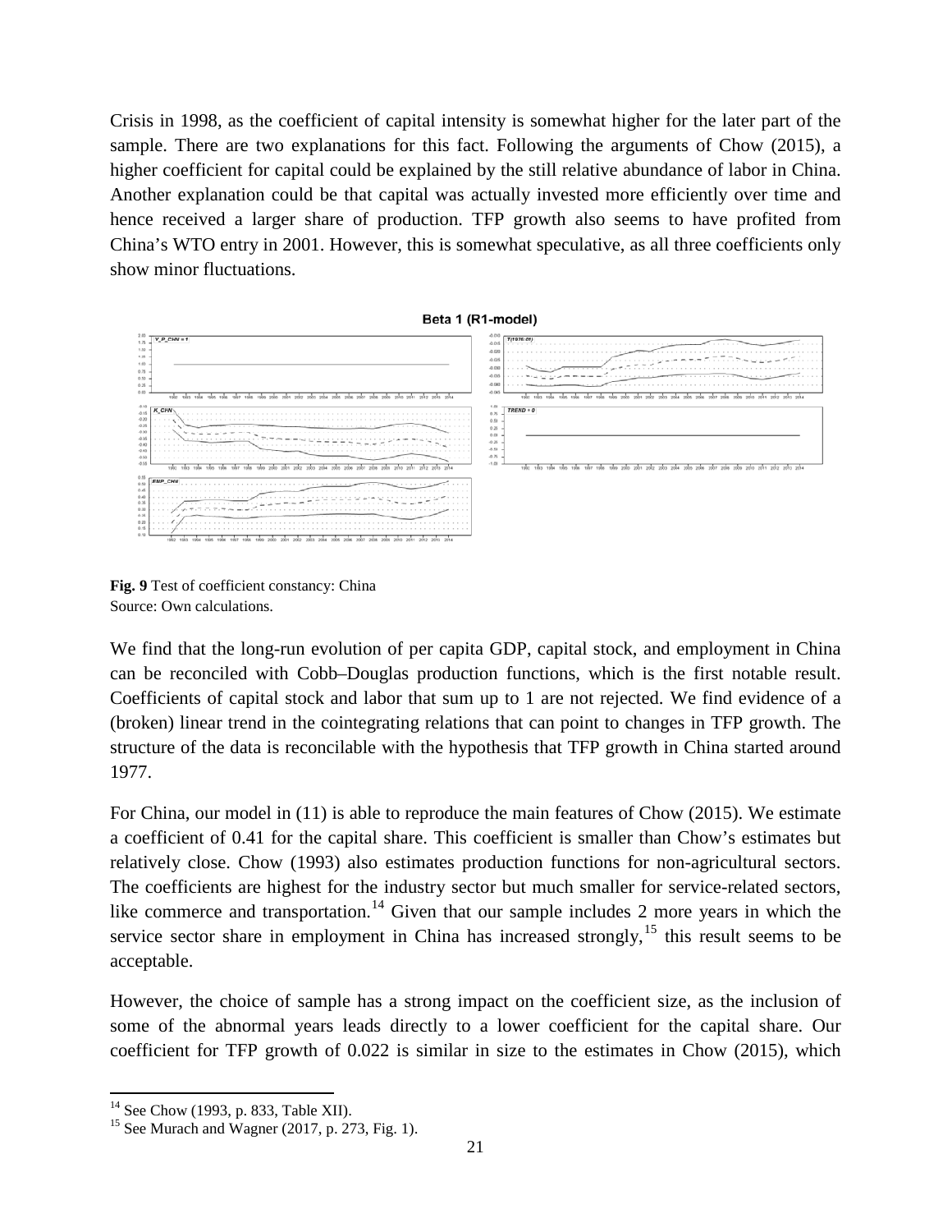Crisis in 1998, as the coefficient of capital intensity is somewhat higher for the later part of the sample. There are two explanations for this fact. Following the arguments of Chow (2015), a higher coefficient for capital could be explained by the still relative abundance of labor in China. Another explanation could be that capital was actually invested more efficiently over time and hence received a larger share of production. TFP growth also seems to have profited from China's WTO entry in 2001. However, this is somewhat speculative, as all three coefficients only show minor fluctuations.

Beta 1 (R1-model)

Y_P_CHN = 1

T(1976:01)

K_CHN

TREND = 0

EMP_CHN

**Fig. 9** Test of coefficient constancy: China
Source: Own calculations.

We find that the long-run evolution of per capita GDP, capital stock, and employment in China can be reconciled with Cobb–Douglas production functions, which is the first notable result. Coefficients of capital stock and labor that sum up to 1 are not rejected. We find evidence of a (broken) linear trend in the cointegrating relations that can point to changes in TFP growth. The structure of the data is reconcilable with the hypothesis that TFP growth in China started around 1977.

For China, our model in (11) is able to reproduce the main features of Chow (2015). We estimate a coefficient of 0.41 for the capital share. This coefficient is smaller than Chow's estimates but relatively close. Chow (1993) also estimates production functions for non-agricultural sectors. The coefficients are highest for the industry sector but much smaller for service-related sectors, like commerce and transportation.[14] Given that our sample includes 2 more years in which the service sector share in employment in China has increased strongly,[15] this result seems to be acceptable.

However, the choice of sample has a strong impact on the coefficient size, as the inclusion of some of the abnormal years leads directly to a lower coefficient for the capital share. Our coefficient for TFP growth of 0.022 is similar in size to the estimates in Chow (2015), which

[14] See Chow (1993, p. 833, Table XII).

[15] See Murach and Wagner (2017, p. 273, Fig. 1).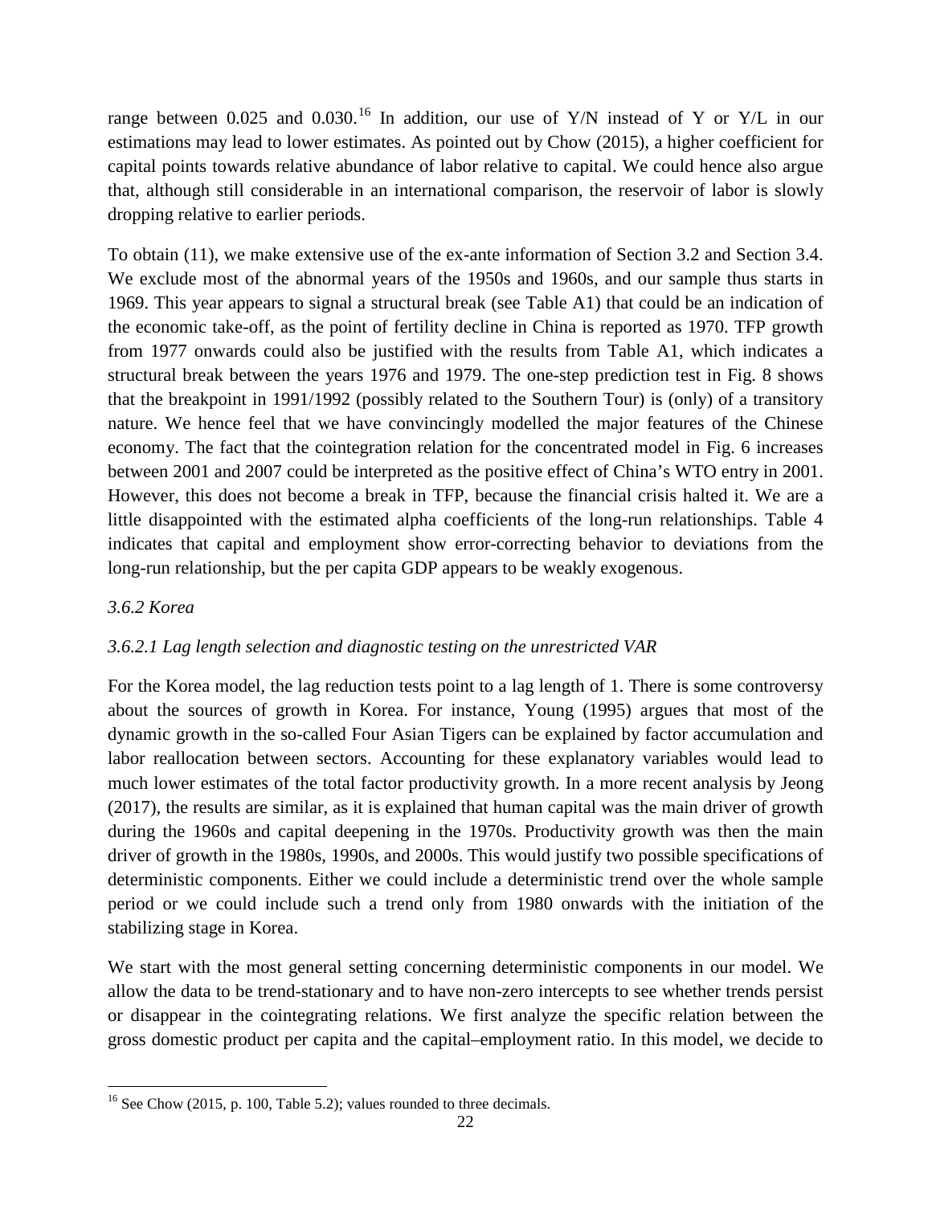range between 0.025 and 0.030.[16] In addition, our use of Y/N instead of Y or Y/L in our estimations may lead to lower estimates. As pointed out by Chow (2015), a higher coefficient for capital points towards relative abundance of labor relative to capital. We could hence also argue that, although still considerable in an international comparison, the reservoir of labor is slowly dropping relative to earlier periods.

To obtain (11), we make extensive use of the ex-ante information of Section 3.2 and Section 3.4. We exclude most of the abnormal years of the 1950s and 1960s, and our sample thus starts in 1969. This year appears to signal a structural break (see Table A1) that could be an indication of the economic take-off, as the point of fertility decline in China is reported as 1970. TFP growth from 1977 onwards could also be justified with the results from Table A1, which indicates a structural break between the years 1976 and 1979. The one-step prediction test in Fig. 8 shows that the breakpoint in 1991/1992 (possibly related to the Southern Tour) is (only) of a transitory nature. We hence feel that we have convincingly modelled the major features of the Chinese economy. The fact that the cointegration relation for the concentrated model in Fig. 6 increases between 2001 and 2007 could be interpreted as the positive effect of China's WTO entry in 2001. However, this does not become a break in TFP, because the financial crisis halted it. We are a little disappointed with the estimated alpha coefficients of the long-run relationships. Table 4 indicates that capital and employment show error-correcting behavior to deviations from the long-run relationship, but the per capita GDP appears to be weakly exogenous.

### *3.6.2 Korea*

#### *3.6.2.1 Lag length selection and diagnostic testing on the unrestricted VAR*

For the Korea model, the lag reduction tests point to a lag length of 1. There is some controversy about the sources of growth in Korea. For instance, Young (1995) argues that most of the dynamic growth in the so-called Four Asian Tigers can be explained by factor accumulation and labor reallocation between sectors. Accounting for these explanatory variables would lead to much lower estimates of the total factor productivity growth. In a more recent analysis by Jeong (2017), the results are similar, as it is explained that human capital was the main driver of growth during the 1960s and capital deepening in the 1970s. Productivity growth was then the main driver of growth in the 1980s, 1990s, and 2000s. This would justify two possible specifications of deterministic components. Either we could include a deterministic trend over the whole sample period or we could include such a trend only from 1980 onwards with the initiation of the stabilizing stage in Korea.

We start with the most general setting concerning deterministic components in our model. We allow the data to be trend-stationary and to have non-zero intercepts to see whether trends persist or disappear in the cointegrating relations. We first analyze the specific relation between the gross domestic product per capita and the capital–employment ratio. In this model, we decide to

[16] See Chow (2015, p. 100, Table 5.2); values rounded to three decimals.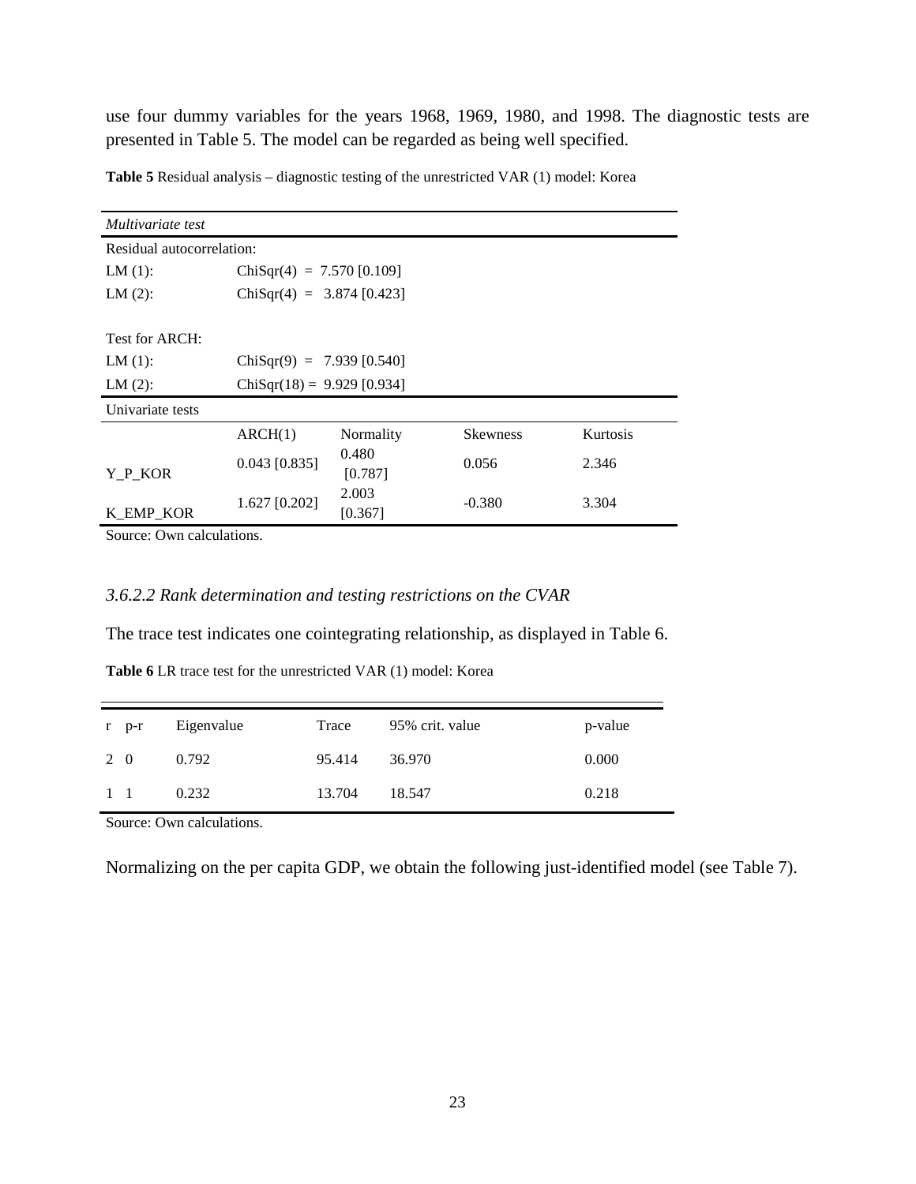use four dummy variables for the years 1968, 1969, 1980, and 1998. The diagnostic tests are presented in Table 5. The model can be regarded as being well specified.

**Table 5** Residual analysis – diagnostic testing of the unrestricted VAR (1) model: Korea

| *Multivariate test* | | | | |
|---|---|---|---|---|
| Residual autocorrelation: | | | | |
| LM (1): | ChiSqr(4) = 7.570 [0.109] | | | |
| LM (2): | ChiSqr(4) = 3.874 [0.423] | | | |
| Test for ARCH: | | | | |
| LM (1): | ChiSqr(9) = 7.939 [0.540] | | | |
| LM (2): | ChiSqr(18) = 9.929 [0.934] | | | |
| Univariate tests | | | | |
| | ARCH(1) | Normality | Skewness | Kurtosis |
| Y_P_KOR | 0.043 [0.835] | 0.480 [0.787] | 0.056 | 2.346 |
| K_EMP_KOR | 1.627 [0.202] | 2.003 [0.367] | -0.380 | 3.304 |

Source: Own calculations.

### *3.6.2.2 Rank determination and testing restrictions on the CVAR*

The trace test indicates one cointegrating relationship, as displayed in Table 6.

**Table 6** LR trace test for the unrestricted VAR (1) model: Korea

| r | p-r | Eigenvalue | Trace | 95% crit. value | p-value |
|---|---|---|---|---|---|
| 2 | 0 | 0.792 | 95.414 | 36.970 | 0.000 |
| 1 | 1 | 0.232 | 13.704 | 18.547 | 0.218 |

Source: Own calculations.

Normalizing on the per capita GDP, we obtain the following just-identified model (see Table 7).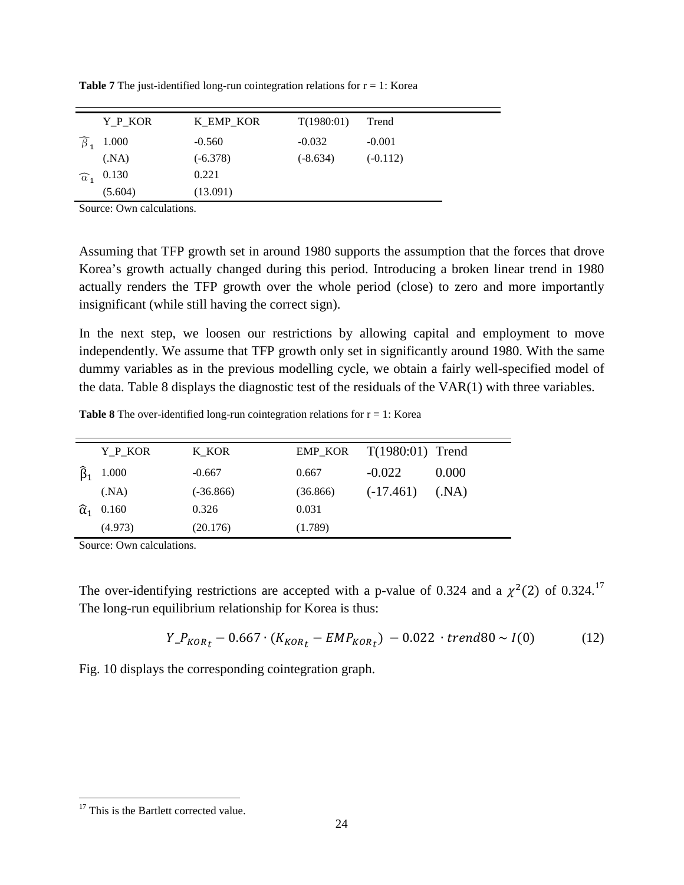**Table 7** The just-identified long-run cointegration relations for r = 1: Korea

| | Y_P_KOR | K_EMP_KOR | T(1980:01) | Trend |
|---|---|---|---|---|
| $\widehat{\beta}_1$ | 1.000 | -0.560 | -0.032 | -0.001 |
| | (.NA) | (-6.378) | (-8.634) | (-0.112) |
| $\widehat{\alpha}_1$ | 0.130 | 0.221 | | |
| | (5.604) | (13.091) | | |

Source: Own calculations.

Assuming that TFP growth set in around 1980 supports the assumption that the forces that drove Korea's growth actually changed during this period. Introducing a broken linear trend in 1980 actually renders the TFP growth over the whole period (close) to zero and more importantly insignificant (while still having the correct sign).

In the next step, we loosen our restrictions by allowing capital and employment to move independently. We assume that TFP growth only set in significantly around 1980. With the same dummy variables as in the previous modelling cycle, we obtain a fairly well-specified model of the data. Table 8 displays the diagnostic test of the residuals of the VAR(1) with three variables.

**Table 8** The over-identified long-run cointegration relations for r = 1: Korea

| | Y_P_KOR | K_KOR | EMP_KOR | T(1980:01) | Trend |
|---|---|---|---|---|---|
| $\widehat{\beta}_1$ | 1.000 | -0.667 | 0.667 | -0.022 | 0.000 |
| | (.NA) | (-36.866) | (36.866) | (-17.461) | (.NA) |
| $\widehat{\alpha}_1$ | 0.160 | 0.326 | 0.031 | | |
| | (4.973) | (20.176) | (1.789) | | |

Source: Own calculations.

The over-identifying restrictions are accepted with a p-value of 0.324 and a $\chi^2(2)$ of 0.324.[17] The long-run equilibrium relationship for Korea is thus:

$$Y\_P_{KOR_t} - 0.667 \cdot (K_{KOR_t} - EMP_{KOR_t}) - 0.022 \cdot trend80 \sim I(0) \qquad (12)$$

Fig. 10 displays the corresponding cointegration graph.

[17] This is the Bartlett corrected value.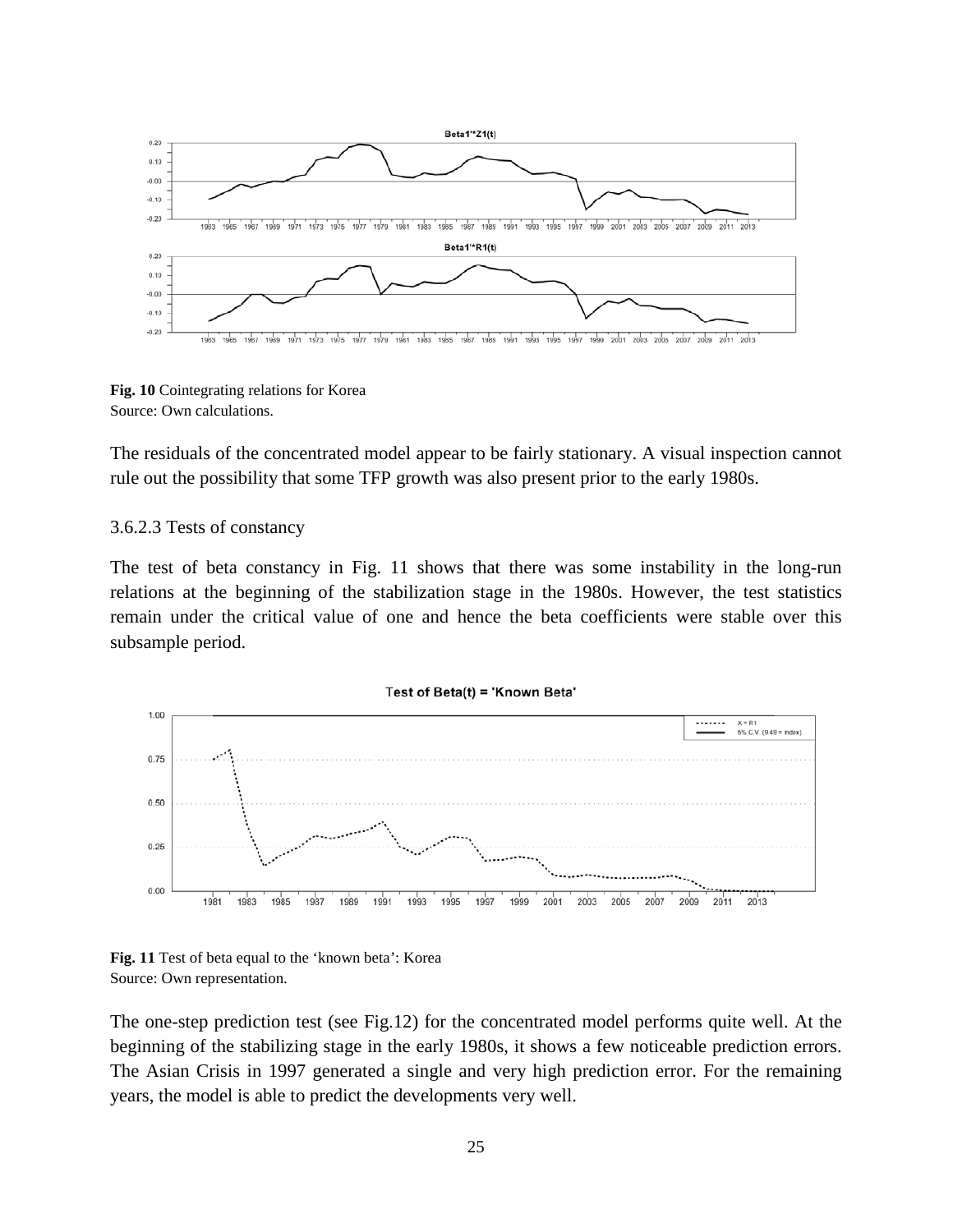Beta1'*Z1(t)

0.20
0.10
-0.00
-0.10
-0.20

1963 1965 1967 1969 1971 1973 1975 1977 1979 1981 1983 1985 1987 1989 1991 1993 1995 1997 1999 2001 2003 2005 2007 2009 2011 2013

Beta1'*R1(t)

0.20
0.10
-0.00
-0.10
-0.20

1963 1965 1967 1969 1971 1973 1975 1977 1979 1981 1983 1985 1987 1989 1991 1993 1995 1997 1999 2001 2003 2005 2007 2009 2011 2013

**Fig. 10** Cointegrating relations for Korea
Source: Own calculations.

The residuals of the concentrated model appear to be fairly stationary. A visual inspection cannot rule out the possibility that some TFP growth was also present prior to the early 1980s.

### 3.6.2.3 Tests of constancy

The test of beta constancy in Fig. 11 shows that there was some instability in the long-run relations at the beginning of the stabilization stage in the 1980s. However, the test statistics remain under the critical value of one and hence the beta coefficients were stable over this subsample period.

Test of Beta(t) = 'Known Beta'

X = R1
5% C.V. (9.49 = index)

1.00
0.75
0.50
0.25
0.00

1981 1983 1985 1987 1989 1991 1993 1995 1997 1999 2001 2003 2005 2007 2009 2011 2013

**Fig. 11** Test of beta equal to the 'known beta': Korea
Source: Own representation.

The one-step prediction test (see Fig.12) for the concentrated model performs quite well. At the beginning of the stabilizing stage in the early 1980s, it shows a few noticeable prediction errors. The Asian Crisis in 1997 generated a single and very high prediction error. For the remaining years, the model is able to predict the developments very well.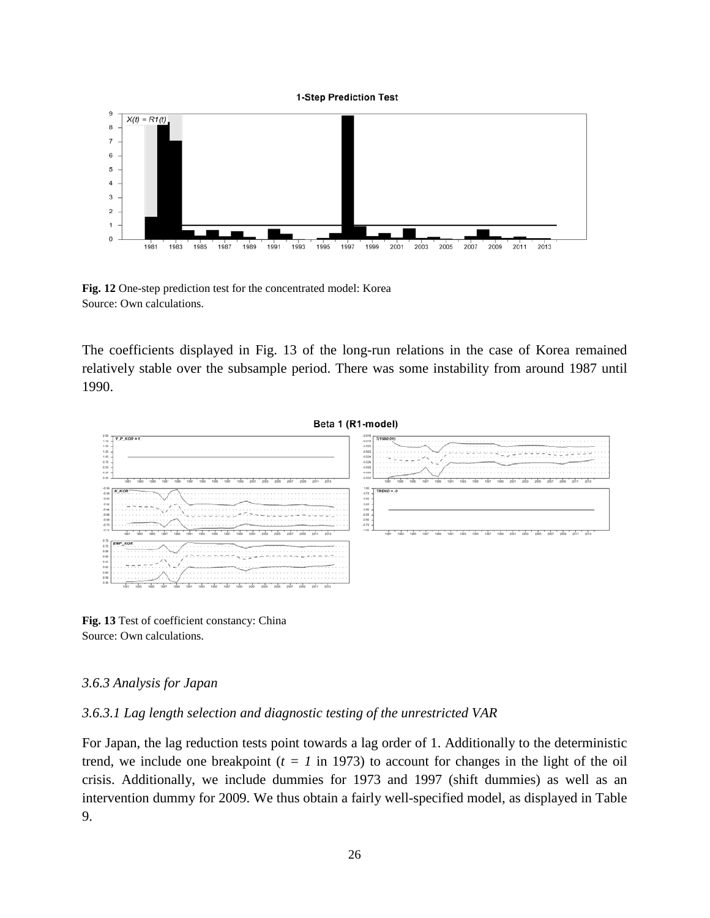1-Step Prediction Test

X(t) = R1(t)

9
8
7
6
5
4
3
2
1
0

1981 1983 1985 1987 1989 1991 1993 1995 1997 1999 2001 2003 2005 2007 2009 2011 2013

**Fig. 12** One-step prediction test for the concentrated model: Korea
Source: Own calculations.

The coefficients displayed in Fig. 13 of the long-run relations in the case of Korea remained relatively stable over the subsample period. There was some instability from around 1987 until 1990.

Beta 1 (R1-model)

Y_P_KOR = 1

T(1980:01)

K_KOR

TREND = -0

EMP_KOR

**Fig. 13** Test of coefficient constancy: China
Source: Own calculations.

### *3.6.3 Analysis for Japan*

#### *3.6.3.1 Lag length selection and diagnostic testing of the unrestricted VAR*

For Japan, the lag reduction tests point towards a lag order of 1. Additionally to the deterministic trend, we include one breakpoint (*t = 1* in 1973) to account for changes in the light of the oil crisis. Additionally, we include dummies for 1973 and 1997 (shift dummies) as well as an intervention dummy for 2009. We thus obtain a fairly well-specified model, as displayed in Table 9.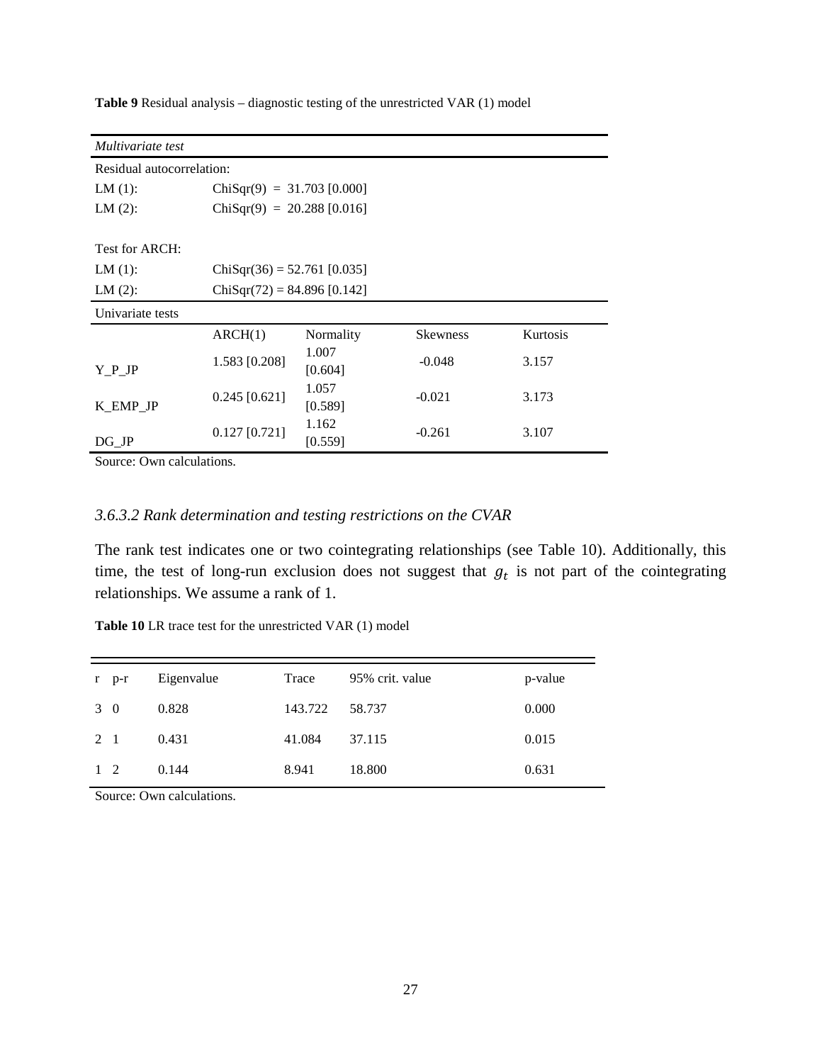**Table 9** Residual analysis – diagnostic testing of the unrestricted VAR (1) model

| *Multivariate test* | | | | |
|---|---|---|---|---|
| Residual autocorrelation: | | | | |
| LM (1): | ChiSqr(9) = 31.703 [0.000] | | | |
| LM (2): | ChiSqr(9) = 20.288 [0.016] | | | |
| | | | | |
| Test for ARCH: | | | | |
| LM (1): | ChiSqr(36) = 52.761 [0.035] | | | |
| LM (2): | ChiSqr(72) = 84.896 [0.142] | | | |
| Univariate tests | | | | |
| | ARCH(1) | Normality | Skewness | Kurtosis |
| Y_P_JP | 1.583 [0.208] | 1.007 [0.604] | -0.048 | 3.157 |
| K_EMP_JP | 0.245 [0.621] | 1.057 [0.589] | -0.021 | 3.173 |
| DG_JP | 0.127 [0.721] | 1.162 [0.559] | -0.261 | 3.107 |

Source: Own calculations.

### *3.6.3.2 Rank determination and testing restrictions on the CVAR*

The rank test indicates one or two cointegrating relationships (see Table 10). Additionally, this time, the test of long-run exclusion does not suggest that $g_t$ is not part of the cointegrating relationships. We assume a rank of 1.

**Table 10** LR trace test for the unrestricted VAR (1) model

| r | p-r | Eigenvalue | Trace | 95% crit. value | p-value |
|---|---|---|---|---|---|
| 3 | 0 | 0.828 | 143.722 | 58.737 | 0.000 |
| 2 | 1 | 0.431 | 41.084 | 37.115 | 0.015 |
| 1 | 2 | 0.144 | 8.941 | 18.800 | 0.631 |

Source: Own calculations.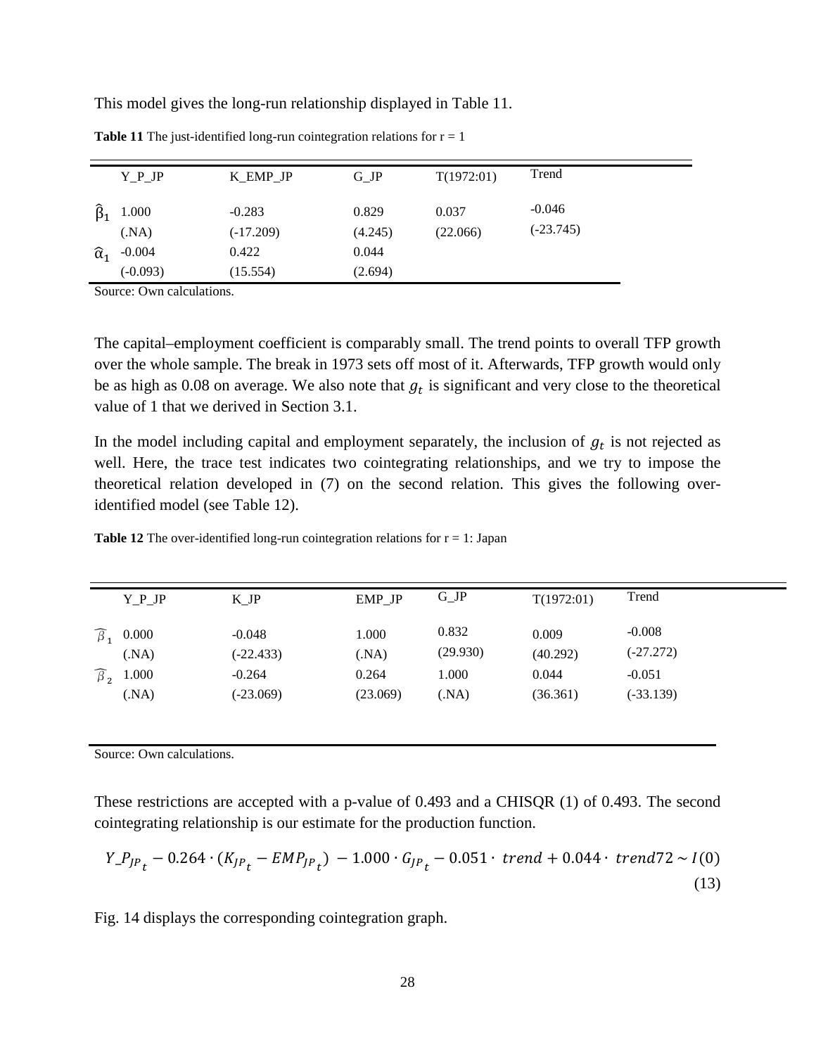This model gives the long-run relationship displayed in Table 11.

**Table 11** The just-identified long-run cointegration relations for r = 1

| | Y_P_JP | K_EMP_JP | G_JP | T(1972:01) | Trend |
|---|---|---|---|---|---|
| $\widehat{\beta}_1$ | 1.000 | -0.283 | 0.829 | 0.037 | -0.046 |
| | (.NA) | (-17.209) | (4.245) | (22.066) | (-23.745) |
| $\widehat{\alpha}_1$ | -0.004 | 0.422 | 0.044 | | |
| | (-0.093) | (15.554) | (2.694) | | |

Source: Own calculations.

The capital–employment coefficient is comparably small. The trend points to overall TFP growth over the whole sample. The break in 1973 sets off most of it. Afterwards, TFP growth would only be as high as 0.08 on average. We also note that $g_t$ is significant and very close to the theoretical value of 1 that we derived in Section 3.1.

In the model including capital and employment separately, the inclusion of $g_t$ is not rejected as well. Here, the trace test indicates two cointegrating relationships, and we try to impose the theoretical relation developed in (7) on the second relation. This gives the following over-identified model (see Table 12).

**Table 12** The over-identified long-run cointegration relations for r = 1: Japan

| | Y_P_JP | K_JP | EMP_JP | G_JP | T(1972:01) | Trend |
|---|---|---|---|---|---|---|
| $\widehat{\beta}_1$ | 0.000 | -0.048 | 1.000 | 0.832 | 0.009 | -0.008 |
| | (.NA) | (-22.433) | (.NA) | (29.930) | (40.292) | (-27.272) |
| $\widehat{\beta}_2$ | 1.000 | -0.264 | 0.264 | 1.000 | 0.044 | -0.051 |
| | (.NA) | (-23.069) | (23.069) | (.NA) | (36.361) | (-33.139) |

Source: Own calculations.

These restrictions are accepted with a p-value of 0.493 and a CHISQR (1) of 0.493. The second cointegrating relationship is our estimate for the production function.

$$Y\_P_{JP_t} - 0.264 \cdot (K_{JP_t} - EMP_{JP_t}) - 1.000 \cdot G_{JP_t} - 0.051 \cdot trend + 0.044 \cdot trend72 \sim I(0) \tag{13}$$

Fig. 14 displays the corresponding cointegration graph.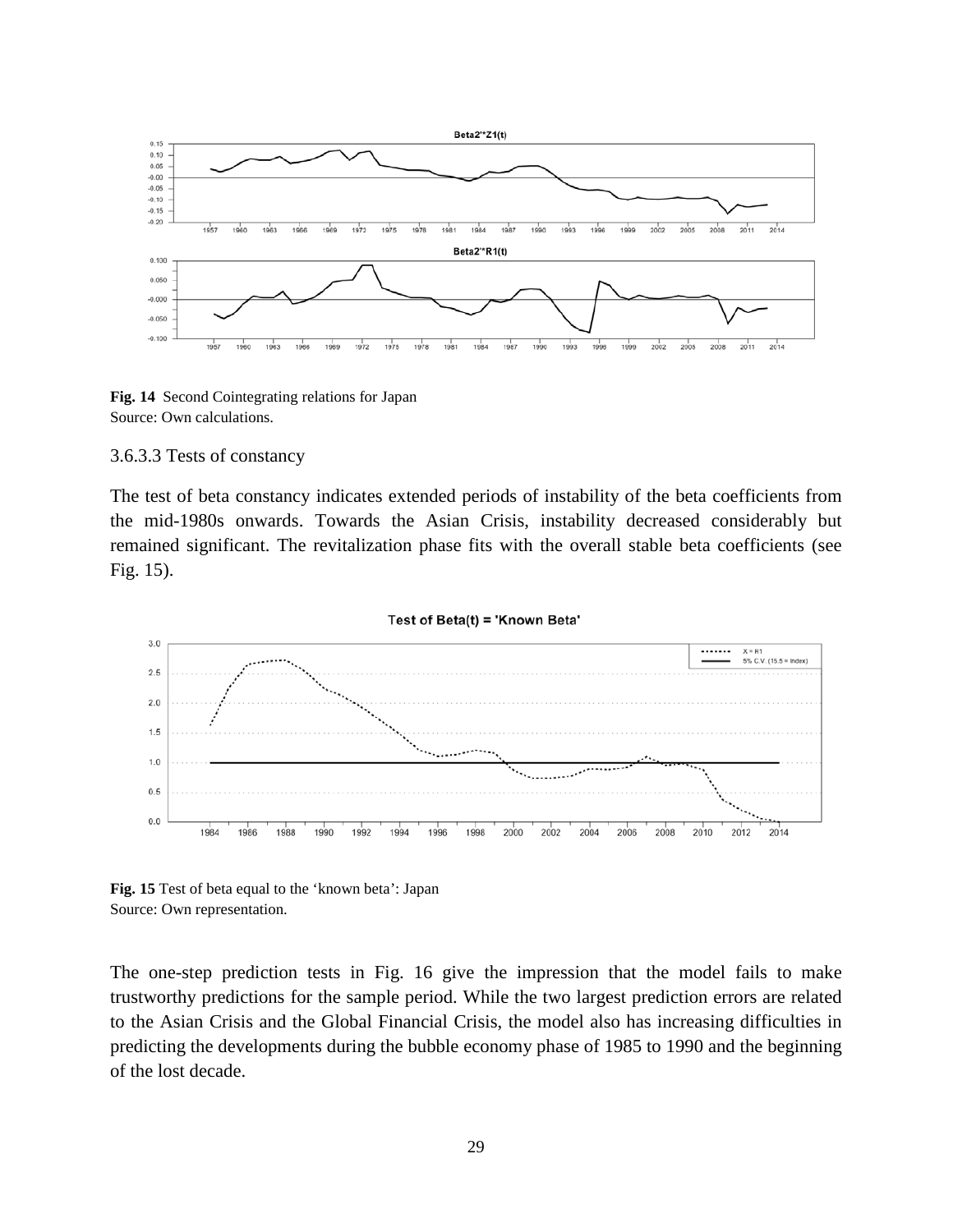Beta2'*Z1(t)

0.15 0.10 0.05 -0.00 -0.05 -0.10 -0.15 -0.20

1957 1960 1963 1966 1969 1972 1975 1978 1981 1984 1987 1990 1993 1996 1999 2002 2005 2008 2011 2014

Beta2'*R1(t)

0.100 0.050 -0.000 -0.050 -0.100

1957 1960 1963 1966 1969 1972 1975 1978 1981 1984 1987 1990 1993 1996 1999 2002 2005 2008 2011 2014

**Fig. 14** Second Cointegrating relations for Japan
Source: Own calculations.

### 3.6.3.3 Tests of constancy

The test of beta constancy indicates extended periods of instability of the beta coefficients from the mid-1980s onwards. Towards the Asian Crisis, instability decreased considerably but remained significant. The revitalization phase fits with the overall stable beta coefficients (see Fig. 15).

Test of Beta(t) = 'Known Beta'

X = R1
5% C.V. (15.5 = Index)

3.0 2.5 2.0 1.5 1.0 0.5 0.0

1984 1986 1988 1990 1992 1994 1996 1998 2000 2002 2004 2006 2008 2010 2012 2014

**Fig. 15** Test of beta equal to the 'known beta': Japan
Source: Own representation.

The one-step prediction tests in Fig. 16 give the impression that the model fails to make trustworthy predictions for the sample period. While the two largest prediction errors are related to the Asian Crisis and the Global Financial Crisis, the model also has increasing difficulties in predicting the developments during the bubble economy phase of 1985 to 1990 and the beginning of the lost decade.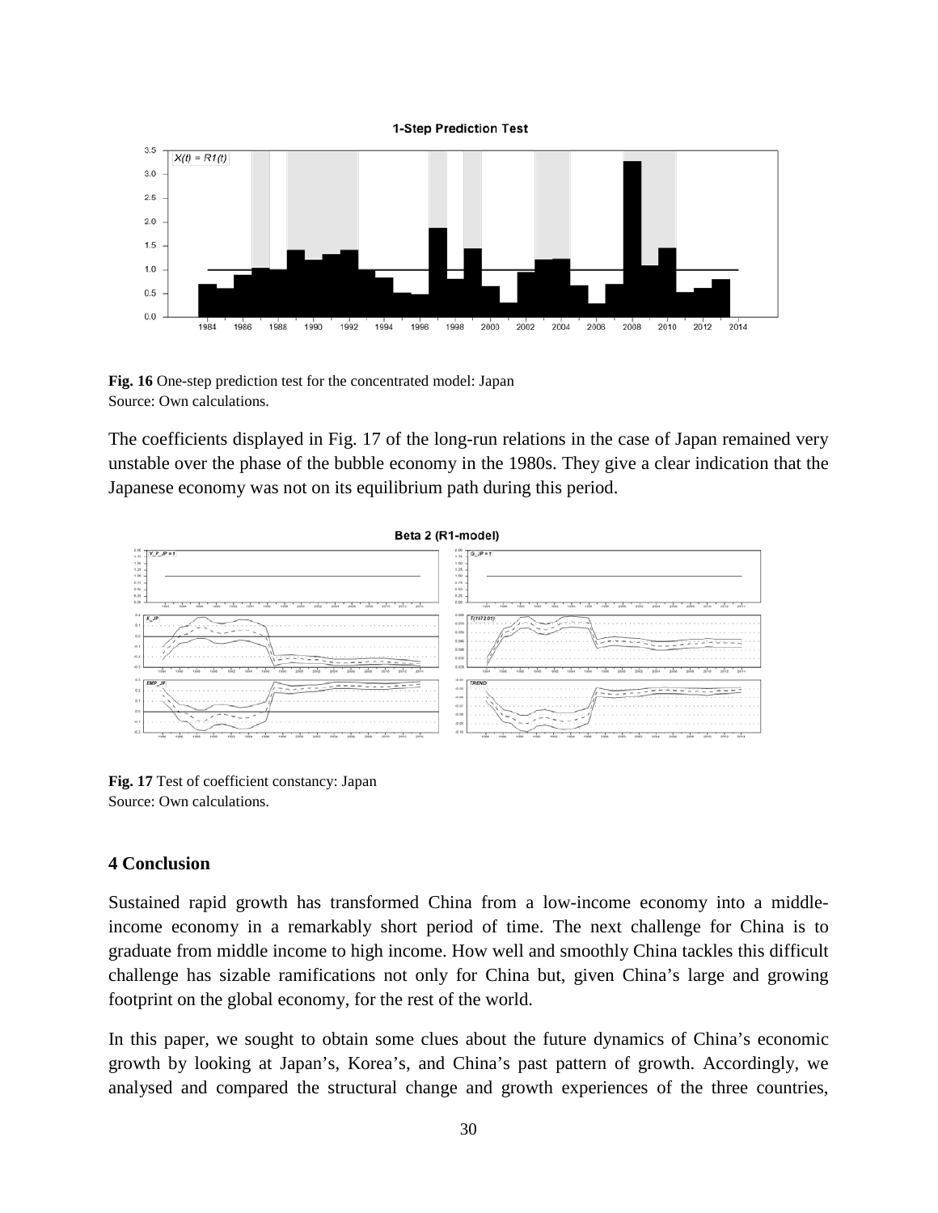**Fig. 16** One-step prediction test for the concentrated model: Japan
Source: Own calculations.

The coefficients displayed in Fig. 17 of the long-run relations in the case of Japan remained very unstable over the phase of the bubble economy in the 1980s. They give a clear indication that the Japanese economy was not on its equilibrium path during this period.

**Fig. 17** Test of coefficient constancy: Japan
Source: Own calculations.

### 4 Conclusion

Sustained rapid growth has transformed China from a low-income economy into a middle-income economy in a remarkably short period of time. The next challenge for China is to graduate from middle income to high income. How well and smoothly China tackles this difficult challenge has sizable ramifications not only for China but, given China's large and growing footprint on the global economy, for the rest of the world.

In this paper, we sought to obtain some clues about the future dynamics of China's economic growth by looking at Japan's, Korea's, and China's past pattern of growth. Accordingly, we analysed and compared the structural change and growth experiences of the three countries,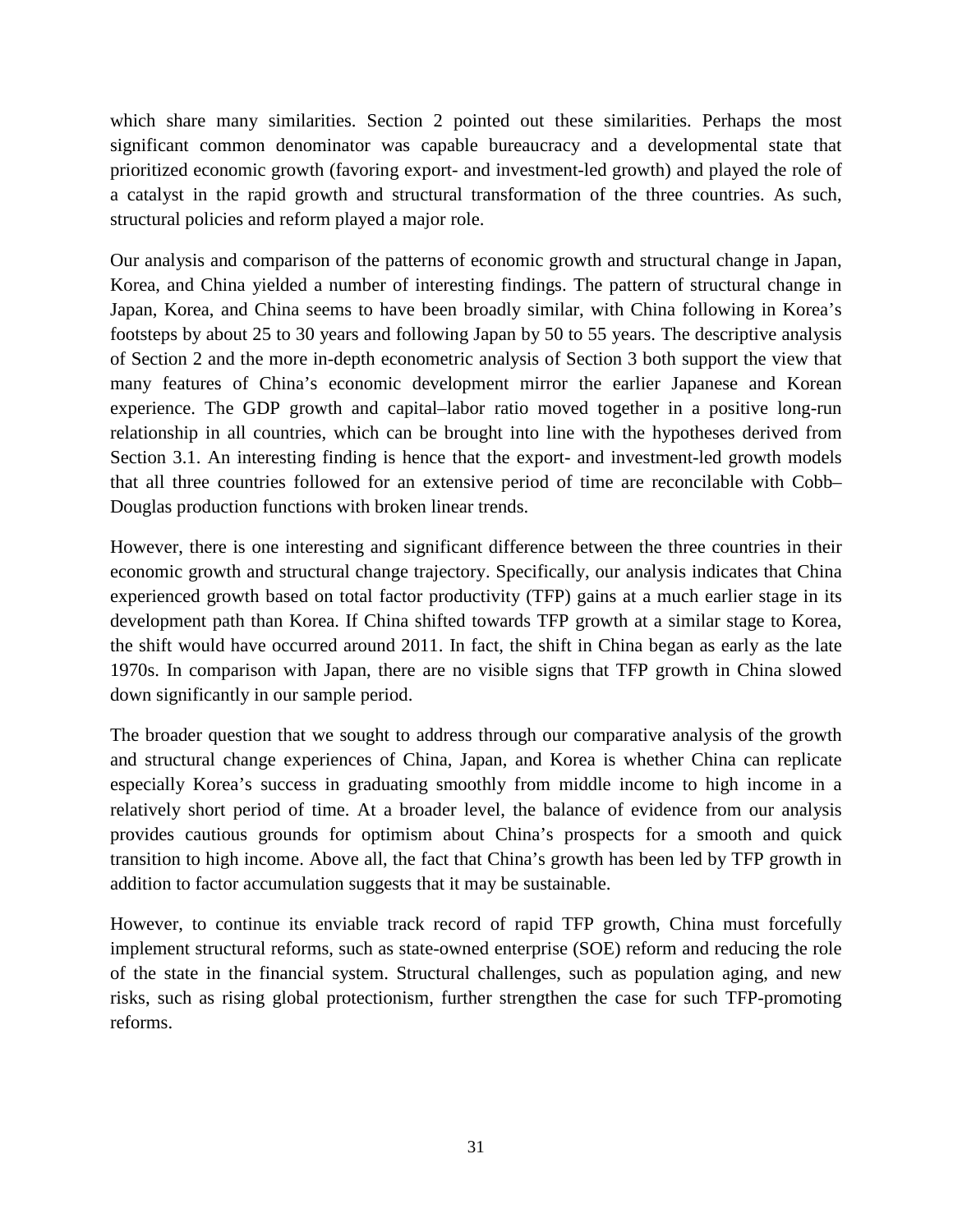which share many similarities. Section 2 pointed out these similarities. Perhaps the most significant common denominator was capable bureaucracy and a developmental state that prioritized economic growth (favoring export- and investment-led growth) and played the role of a catalyst in the rapid growth and structural transformation of the three countries. As such, structural policies and reform played a major role.

Our analysis and comparison of the patterns of economic growth and structural change in Japan, Korea, and China yielded a number of interesting findings. The pattern of structural change in Japan, Korea, and China seems to have been broadly similar, with China following in Korea's footsteps by about 25 to 30 years and following Japan by 50 to 55 years. The descriptive analysis of Section 2 and the more in-depth econometric analysis of Section 3 both support the view that many features of China's economic development mirror the earlier Japanese and Korean experience. The GDP growth and capital–labor ratio moved together in a positive long-run relationship in all countries, which can be brought into line with the hypotheses derived from Section 3.1. An interesting finding is hence that the export- and investment-led growth models that all three countries followed for an extensive period of time are reconcilable with Cobb–Douglas production functions with broken linear trends.

However, there is one interesting and significant difference between the three countries in their economic growth and structural change trajectory. Specifically, our analysis indicates that China experienced growth based on total factor productivity (TFP) gains at a much earlier stage in its development path than Korea. If China shifted towards TFP growth at a similar stage to Korea, the shift would have occurred around 2011. In fact, the shift in China began as early as the late 1970s. In comparison with Japan, there are no visible signs that TFP growth in China slowed down significantly in our sample period.

The broader question that we sought to address through our comparative analysis of the growth and structural change experiences of China, Japan, and Korea is whether China can replicate especially Korea's success in graduating smoothly from middle income to high income in a relatively short period of time. At a broader level, the balance of evidence from our analysis provides cautious grounds for optimism about China's prospects for a smooth and quick transition to high income. Above all, the fact that China's growth has been led by TFP growth in addition to factor accumulation suggests that it may be sustainable.

However, to continue its enviable track record of rapid TFP growth, China must forcefully implement structural reforms, such as state-owned enterprise (SOE) reform and reducing the role of the state in the financial system. Structural challenges, such as population aging, and new risks, such as rising global protectionism, further strengthen the case for such TFP-promoting reforms.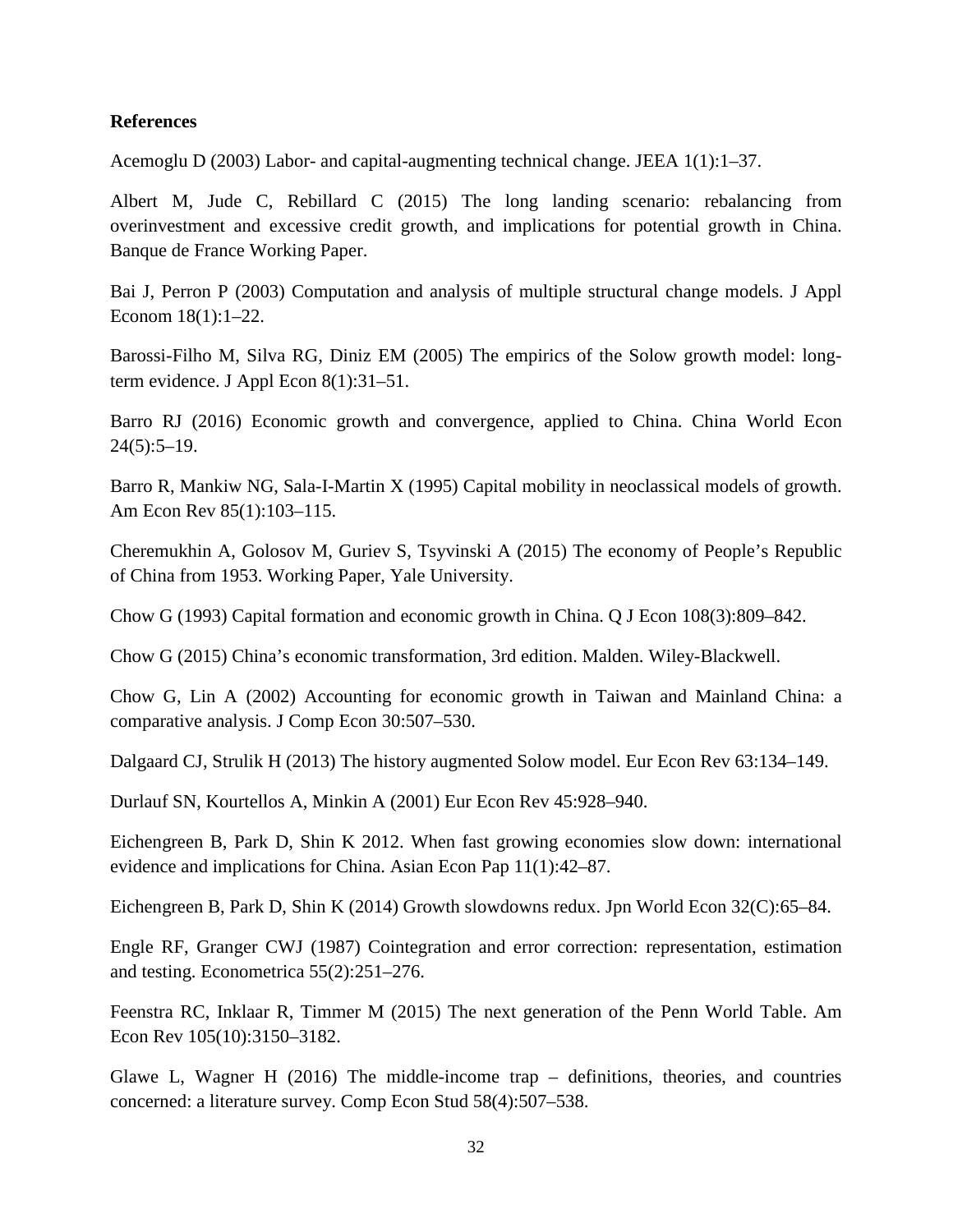**References**

Acemoglu D (2003) Labor- and capital-augmenting technical change. JEEA 1(1):1–37.

Albert M, Jude C, Rebillard C (2015) The long landing scenario: rebalancing from overinvestment and excessive credit growth, and implications for potential growth in China. Banque de France Working Paper.

Bai J, Perron P (2003) Computation and analysis of multiple structural change models. J Appl Econom 18(1):1–22.

Barossi-Filho M, Silva RG, Diniz EM (2005) The empirics of the Solow growth model: long-term evidence. J Appl Econ 8(1):31–51.

Barro RJ (2016) Economic growth and convergence, applied to China. China World Econ 24(5):5–19.

Barro R, Mankiw NG, Sala-I-Martin X (1995) Capital mobility in neoclassical models of growth. Am Econ Rev 85(1):103–115.

Cheremukhin A, Golosov M, Guriev S, Tsyvinski A (2015) The economy of People's Republic of China from 1953. Working Paper, Yale University.

Chow G (1993) Capital formation and economic growth in China. Q J Econ 108(3):809–842.

Chow G (2015) China's economic transformation, 3rd edition. Malden. Wiley-Blackwell.

Chow G, Lin A (2002) Accounting for economic growth in Taiwan and Mainland China: a comparative analysis. J Comp Econ 30:507–530.

Dalgaard CJ, Strulik H (2013) The history augmented Solow model. Eur Econ Rev 63:134–149.

Durlauf SN, Kourtellos A, Minkin A (2001) Eur Econ Rev 45:928–940.

Eichengreen B, Park D, Shin K 2012. When fast growing economies slow down: international evidence and implications for China. Asian Econ Pap 11(1):42–87.

Eichengreen B, Park D, Shin K (2014) Growth slowdowns redux. Jpn World Econ 32(C):65–84.

Engle RF, Granger CWJ (1987) Cointegration and error correction: representation, estimation and testing. Econometrica 55(2):251–276.

Feenstra RC, Inklaar R, Timmer M (2015) The next generation of the Penn World Table. Am Econ Rev 105(10):3150–3182.

Glawe L, Wagner H (2016) The middle-income trap – definitions, theories, and countries concerned: a literature survey. Comp Econ Stud 58(4):507–538.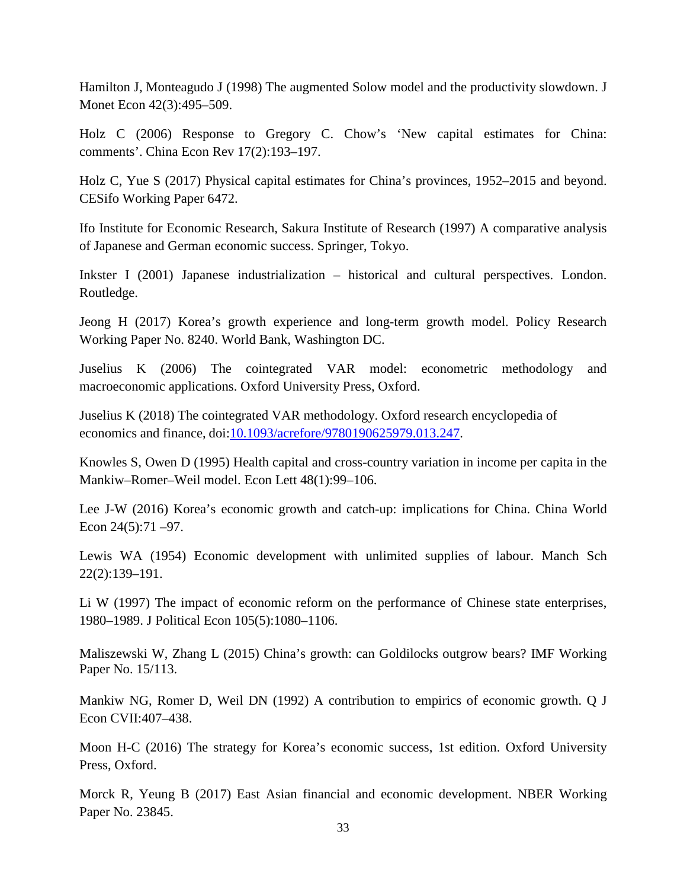Hamilton J, Monteagudo J (1998) The augmented Solow model and the productivity slowdown. J Monet Econ 42(3):495–509.

Holz C (2006) Response to Gregory C. Chow's 'New capital estimates for China: comments'. China Econ Rev 17(2):193–197.

Holz C, Yue S (2017) Physical capital estimates for China's provinces, 1952–2015 and beyond. CESifo Working Paper 6472.

Ifo Institute for Economic Research, Sakura Institute of Research (1997) A comparative analysis of Japanese and German economic success. Springer, Tokyo.

Inkster I (2001) Japanese industrialization – historical and cultural perspectives. London. Routledge.

Jeong H (2017) Korea's growth experience and long-term growth model. Policy Research Working Paper No. 8240. World Bank, Washington DC.

Juselius K (2006) The cointegrated VAR model: econometric methodology and macroeconomic applications. Oxford University Press, Oxford.

Juselius K (2018) The cointegrated VAR methodology. Oxford research encyclopedia of economics and finance, doi:10.1093/acrefore/9780190625979.013.247.

Knowles S, Owen D (1995) Health capital and cross-country variation in income per capita in the Mankiw–Romer–Weil model. Econ Lett 48(1):99–106.

Lee J-W (2016) Korea's economic growth and catch-up: implications for China. China World Econ 24(5):71 –97.

Lewis WA (1954) Economic development with unlimited supplies of labour. Manch Sch 22(2):139–191.

Li W (1997) The impact of economic reform on the performance of Chinese state enterprises, 1980–1989. J Political Econ 105(5):1080–1106.

Maliszewski W, Zhang L (2015) China's growth: can Goldilocks outgrow bears? IMF Working Paper No. 15/113.

Mankiw NG, Romer D, Weil DN (1992) A contribution to empirics of economic growth. Q J Econ CVII:407–438.

Moon H-C (2016) The strategy for Korea's economic success, 1st edition. Oxford University Press, Oxford.

Morck R, Yeung B (2017) East Asian financial and economic development. NBER Working Paper No. 23845.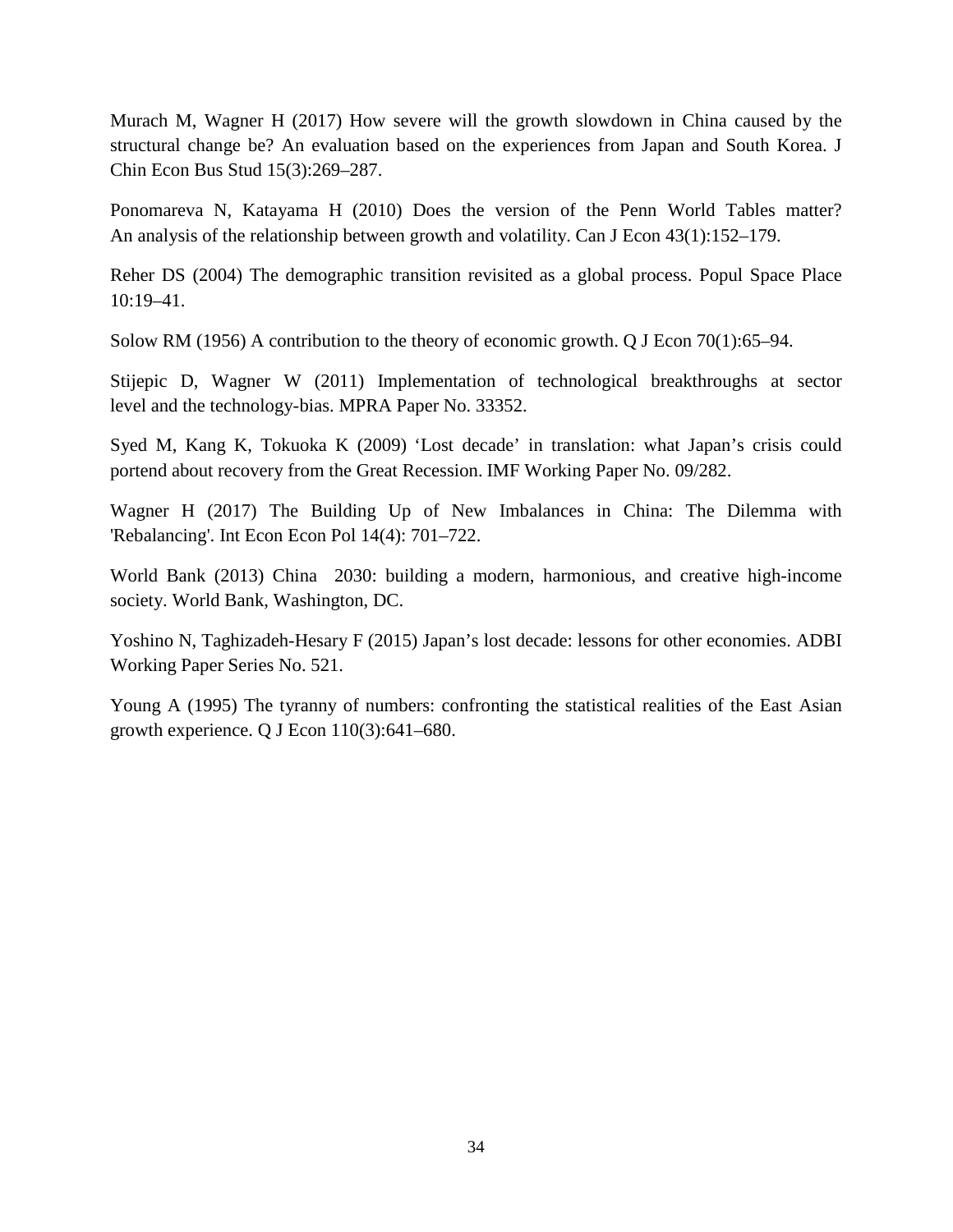Murach M, Wagner H (2017) How severe will the growth slowdown in China caused by the structural change be? An evaluation based on the experiences from Japan and South Korea. J Chin Econ Bus Stud 15(3):269–287.

Ponomareva N, Katayama H (2010) Does the version of the Penn World Tables matter? An analysis of the relationship between growth and volatility. Can J Econ 43(1):152–179.

Reher DS (2004) The demographic transition revisited as a global process. Popul Space Place 10:19–41.

Solow RM (1956) A contribution to the theory of economic growth. Q J Econ 70(1):65–94.

Stijepic D, Wagner W (2011) Implementation of technological breakthroughs at sector level and the technology-bias. MPRA Paper No. 33352.

Syed M, Kang K, Tokuoka K (2009) 'Lost decade' in translation: what Japan's crisis could portend about recovery from the Great Recession. IMF Working Paper No. 09/282.

Wagner H (2017) The Building Up of New Imbalances in China: The Dilemma with 'Rebalancing'. Int Econ Econ Pol 14(4): 701–722.

World Bank (2013) China 2030: building a modern, harmonious, and creative high-income society. World Bank, Washington, DC.

Yoshino N, Taghizadeh-Hesary F (2015) Japan's lost decade: lessons for other economies. ADBI Working Paper Series No. 521.

Young A (1995) The tyranny of numbers: confronting the statistical realities of the East Asian growth experience. Q J Econ 110(3):641–680.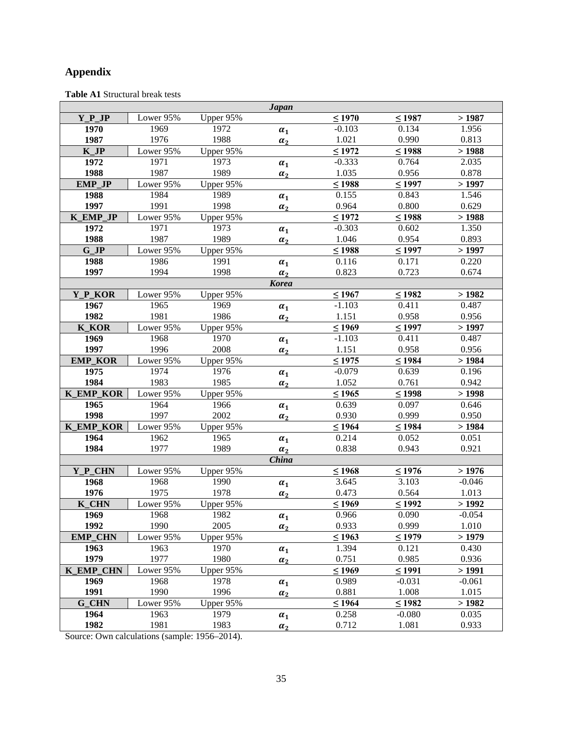## Appendix

**Table A1** Structural break tests

| | | | | | | |
|---|---|---|---|---|---|---|
| | | | ***Japan*** | | | |
| **Y_P_JP** | Lower 95% | Upper 95% | | **≤ 1970** | **≤ 1987** | **> 1987** |
| **1970** | 1969 | 1972 | $\alpha_1$ | -0.103 | 0.134 | 1.956 |
| **1987** | 1976 | 1988 | $\alpha_2$ | 1.021 | 0.990 | 0.813 |
| **K_JP** | Lower 95% | Upper 95% | | **≤ 1972** | **≤ 1988** | **> 1988** |
| **1972** | 1971 | 1973 | $\alpha_1$ | -0.333 | 0.764 | 2.035 |
| **1988** | 1987 | 1989 | $\alpha_2$ | 1.035 | 0.956 | 0.878 |
| **EMP_JP** | Lower 95% | Upper 95% | | **≤ 1988** | **≤ 1997** | **> 1997** |
| **1988** | 1984 | 1989 | $\alpha_1$ | 0.155 | 0.843 | 1.546 |
| **1997** | 1991 | 1998 | $\alpha_2$ | 0.964 | 0.800 | 0.629 |
| **K_EMP_JP** | Lower 95% | Upper 95% | | **≤ 1972** | **≤ 1988** | **> 1988** |
| **1972** | 1971 | 1973 | $\alpha_1$ | -0.303 | 0.602 | 1.350 |
| **1988** | 1987 | 1989 | $\alpha_2$ | 1.046 | 0.954 | 0.893 |
| **G_JP** | Lower 95% | Upper 95% | | **≤ 1988** | **≤ 1997** | **> 1997** |
| **1988** | 1986 | 1991 | $\alpha_1$ | 0.116 | 0.171 | 0.220 |
| **1997** | 1994 | 1998 | $\alpha_2$ | 0.823 | 0.723 | 0.674 |
| | | | ***Korea*** | | | |
| **Y_P_KOR** | Lower 95% | Upper 95% | | **≤ 1967** | **≤ 1982** | **> 1982** |
| **1967** | 1965 | 1969 | $\alpha_1$ | -1.103 | 0.411 | 0.487 |
| **1982** | 1981 | 1986 | $\alpha_2$ | 1.151 | 0.958 | 0.956 |
| **K_KOR** | Lower 95% | Upper 95% | | **≤ 1969** | **≤ 1997** | **> 1997** |
| **1969** | 1968 | 1970 | $\alpha_1$ | -1.103 | 0.411 | 0.487 |
| **1997** | 1996 | 2008 | $\alpha_2$ | 1.151 | 0.958 | 0.956 |
| **EMP_KOR** | Lower 95% | Upper 95% | | **≤ 1975** | **≤ 1984** | **> 1984** |
| **1975** | 1974 | 1976 | $\alpha_1$ | -0.079 | 0.639 | 0.196 |
| **1984** | 1983 | 1985 | $\alpha_2$ | 1.052 | 0.761 | 0.942 |
| **K_EMP_KOR** | Lower 95% | Upper 95% | | **≤ 1965** | **≤ 1998** | **> 1998** |
| **1965** | 1964 | 1966 | $\alpha_1$ | 0.639 | 0.097 | 0.646 |
| **1998** | 1997 | 2002 | $\alpha_2$ | 0.930 | 0.999 | 0.950 |
| **K_EMP_KOR** | Lower 95% | Upper 95% | | **≤ 1964** | **≤ 1984** | **> 1984** |
| **1964** | 1962 | 1965 | $\alpha_1$ | 0.214 | 0.052 | 0.051 |
| **1984** | 1977 | 1989 | $\alpha_2$ | 0.838 | 0.943 | 0.921 |
| | | | ***China*** | | | |
| **Y_P_CHN** | Lower 95% | Upper 95% | | **≤ 1968** | **≤ 1976** | **> 1976** |
| **1968** | 1968 | 1990 | $\alpha_1$ | 3.645 | 3.103 | -0.046 |
| **1976** | 1975 | 1978 | $\alpha_2$ | 0.473 | 0.564 | 1.013 |
| **K_CHN** | Lower 95% | Upper 95% | | **≤ 1969** | **≤ 1992** | **> 1992** |
| **1969** | 1968 | 1982 | $\alpha_1$ | 0.966 | 0.090 | -0.054 |
| **1992** | 1990 | 2005 | $\alpha_2$ | 0.933 | 0.999 | 1.010 |
| **EMP_CHN** | Lower 95% | Upper 95% | | **≤ 1963** | **≤ 1979** | **> 1979** |
| **1963** | 1963 | 1970 | $\alpha_1$ | 1.394 | 0.121 | 0.430 |
| **1979** | 1977 | 1980 | $\alpha_2$ | 0.751 | 0.985 | 0.936 |
| **K_EMP_CHN** | Lower 95% | Upper 95% | | **≤ 1969** | **≤ 1991** | **> 1991** |
| **1969** | 1968 | 1978 | $\alpha_1$ | 0.989 | -0.031 | -0.061 |
| **1991** | 1990 | 1996 | $\alpha_2$ | 0.881 | 1.008 | 1.015 |
| **G_CHN** | Lower 95% | Upper 95% | | **≤ 1964** | **≤ 1982** | **> 1982** |
| **1964** | 1963 | 1979 | $\alpha_1$ | 0.258 | -0.080 | 0.035 |
| **1982** | 1981 | 1983 | $\alpha_2$ | 0.712 | 1.081 | 0.933 |

Source: Own calculations (sample: 1956–2014).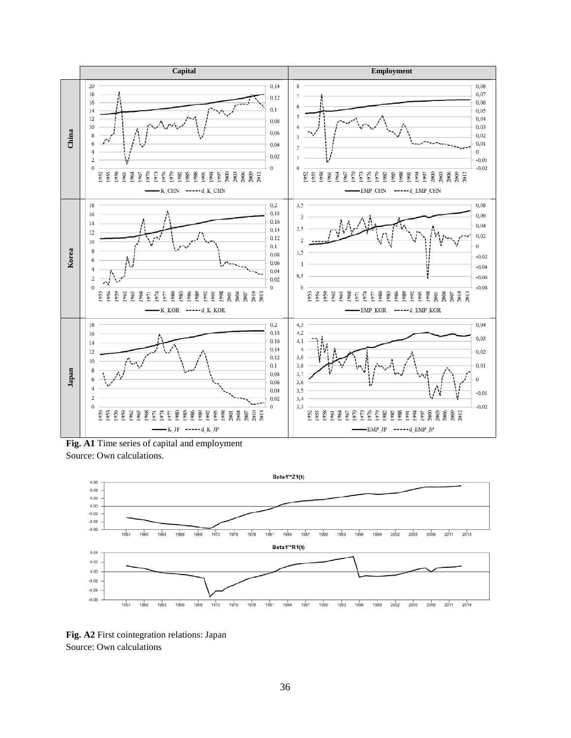Capital

Employment

China

20 18 16 14 12 10 8 6 4 2 0

0,14 0,12 0,1 0,08 0,06 0,04 0,02 0

1952 1955 1958 1961 1964 1967 1970 1973 1976 1979 1982 1985 1988 1991 1994 1997 2000 2003 2006 2009 2012

K_CHN d_K_CHN

8 7 6 5 4 3 2 1 0

0,08 0,07 0,06 0,05 0,04 0,03 0,02 0,01 0 -0,01 -0,02

1952 1955 1958 1961 1964 1967 1970 1973 1976 1979 1982 1985 1988 1991 1994 1997 2000 2003 2006 2009 2012

EMP_CHN d_EMP_CHN

Korea

18 16 14 12 10 8 6 4 2 0

0,2 0,18 0,16 0,14 0,12 0,1 0,08 0,06 0,04 0,02 0

1953 1956 1959 1962 1965 1968 1971 1974 1977 1980 1983 1986 1989 1992 1995 1998 2001 2004 2007 2010 2013

K_KOR d_K_KOR

3,5 3 2,5 2 1,5 1 0,5 0

0,08 0,06 0,04 0,02 0 -0,02 -0,04 -0,06 -0,08

1953 1956 1959 1962 1965 1968 1971 1974 1977 1980 1983 1986 1989 1992 1995 1998 2001 2004 2007 2010 2013

EMP_KOR d_EMP_KOR

Japan

18 16 14 12 10 8 6 4 2 0

0,2 0,18 0,16 0,14 0,12 0,1 0,08 0,06 0,04 0,02 0

1950 1953 1956 1959 1962 1965 1968 1971 1974 1977 1980 1983 1986 1989 1992 1995 1998 2001 2004 2007 2010 2013

K_JP d_K_JP

4,3 4,2 4,1 4 3,9 3,8 3,7 3,6 3,5 3,4 3,3

0,04 0,03 0,02 0,01 0 -0,01 -0,02

1952 1955 1958 1961 1964 1967 1970 1973 1976 1979 1982 1985 1988 1991 1994 1997 2000 2003 2006 2009 2012

EMP_JP d_EMP_JP

**Fig. A1** Time series of capital and employment
Source: Own calculations.

Beta1'*Z1(t)

0.06 0.04 0.02 0.00 -0.02 -0.04 -0.06

1957 1960 1963 1966 1969 1972 1975 1978 1981 1984 1987 1990 1993 1996 1999 2002 2005 2008 2011 2014

Beta1'*R1(t)

0.04 0.02 0.00 -0.02 -0.04 -0.06

1957 1960 1963 1966 1969 1972 1975 1978 1981 1984 1987 1990 1993 1996 1999 2002 2005 2008 2011 2014

**Fig. A2** First cointegration relations: Japan
Source: Own calculations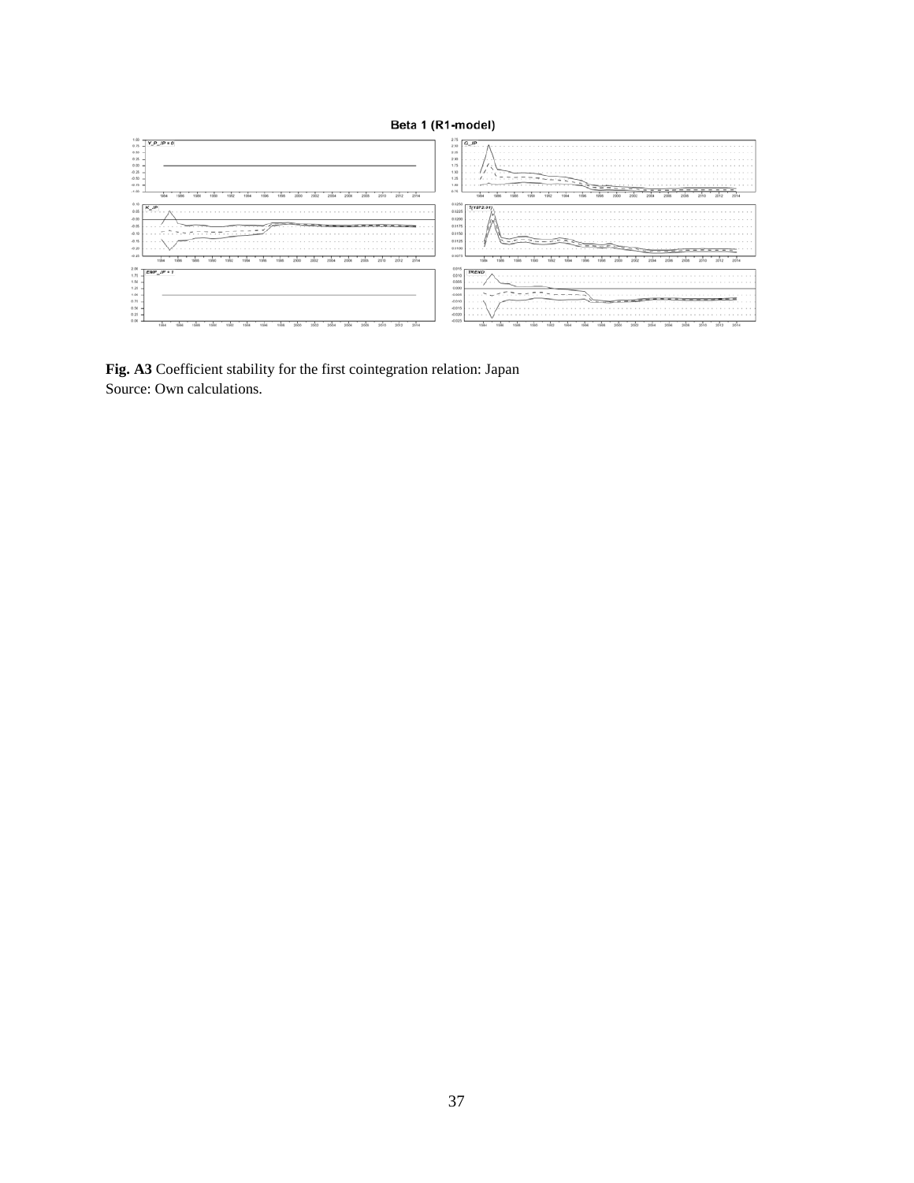Beta 1 (R1-model)

Y_P_JP = 0

G_JP

K_JP

T(1972:01)

EMP_JP = 1

TREND

**Fig. A3** Coefficient stability for the first cointegration relation: Japan
Source: Own calculations.